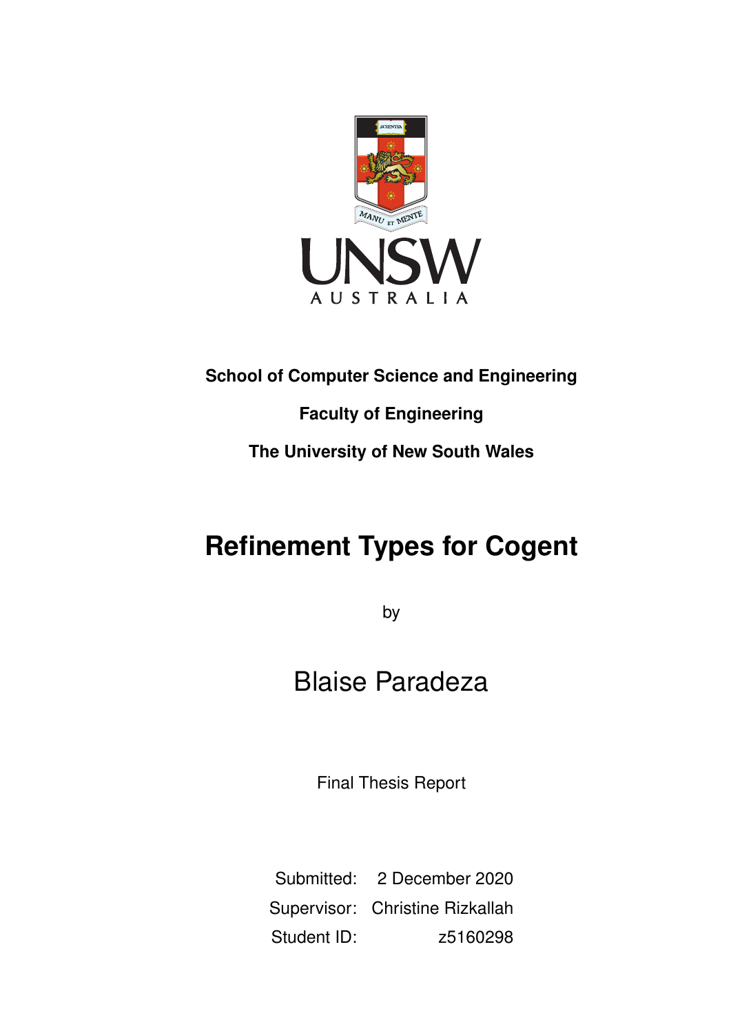**School of Computer Science and Engineering**

**Faculty of Engineering**

**The University of New South Wales**

# Refinement Types for Cogent

by

## Blaise Paradeza

Final Thesis Report

| | |
|---|---|
| Submitted: | 2 December 2020 |
| Supervisor: | Christine Rizkallah |
| Student ID: | z5160298 |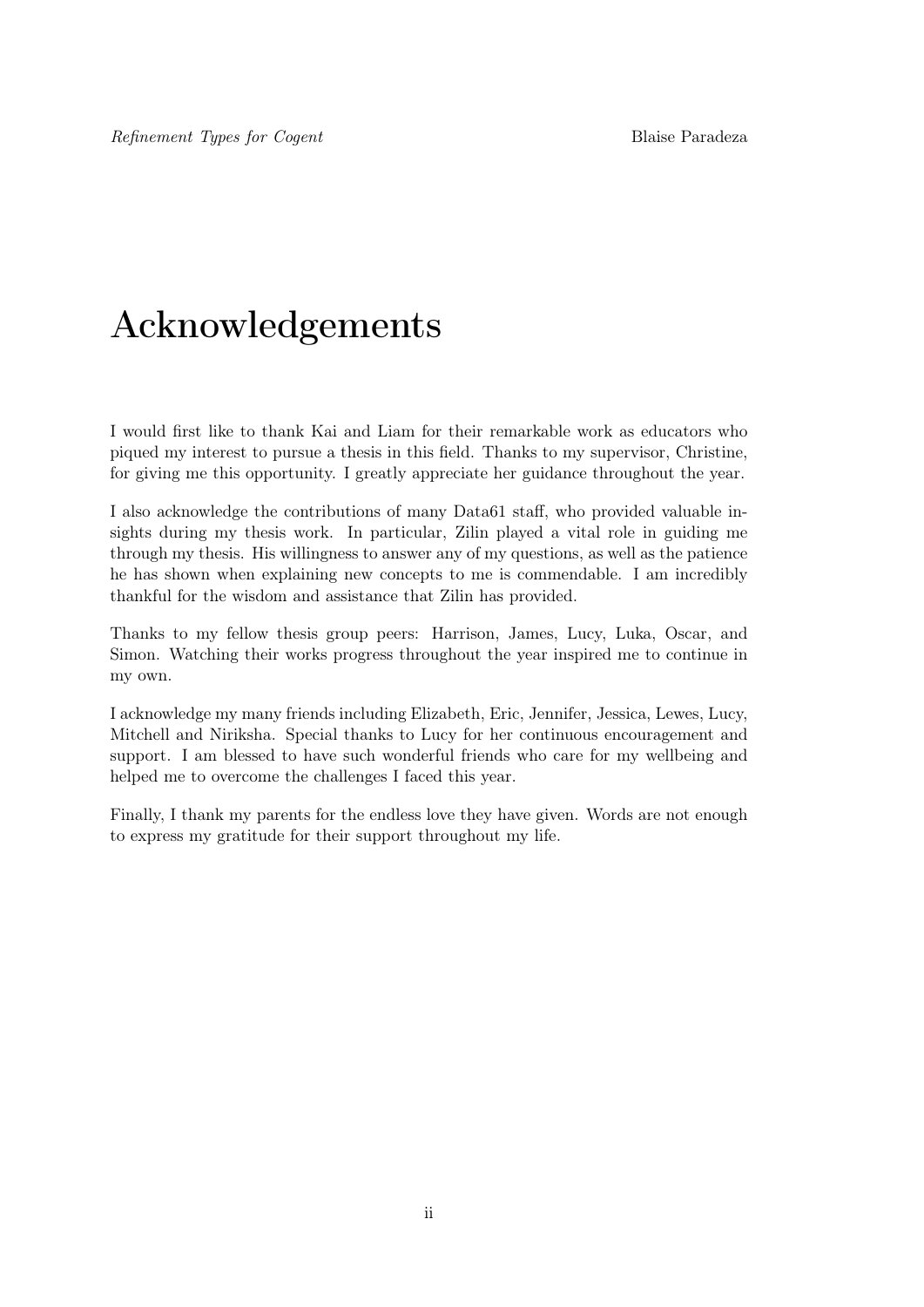# Acknowledgements

I would first like to thank Kai and Liam for their remarkable work as educators who piqued my interest to pursue a thesis in this field. Thanks to my supervisor, Christine, for giving me this opportunity. I greatly appreciate her guidance throughout the year.

I also acknowledge the contributions of many Data61 staff, who provided valuable insights during my thesis work. In particular, Zilin played a vital role in guiding me through my thesis. His willingness to answer any of my questions, as well as the patience he has shown when explaining new concepts to me is commendable. I am incredibly thankful for the wisdom and assistance that Zilin has provided.

Thanks to my fellow thesis group peers: Harrison, James, Lucy, Luka, Oscar, and Simon. Watching their works progress throughout the year inspired me to continue in my own.

I acknowledge my many friends including Elizabeth, Eric, Jennifer, Jessica, Lewes, Lucy, Mitchell and Niriksha. Special thanks to Lucy for her continuous encouragement and support. I am blessed to have such wonderful friends who care for my wellbeing and helped me to overcome the challenges I faced this year.

Finally, I thank my parents for the endless love they have given. Words are not enough to express my gratitude for their support throughout my life.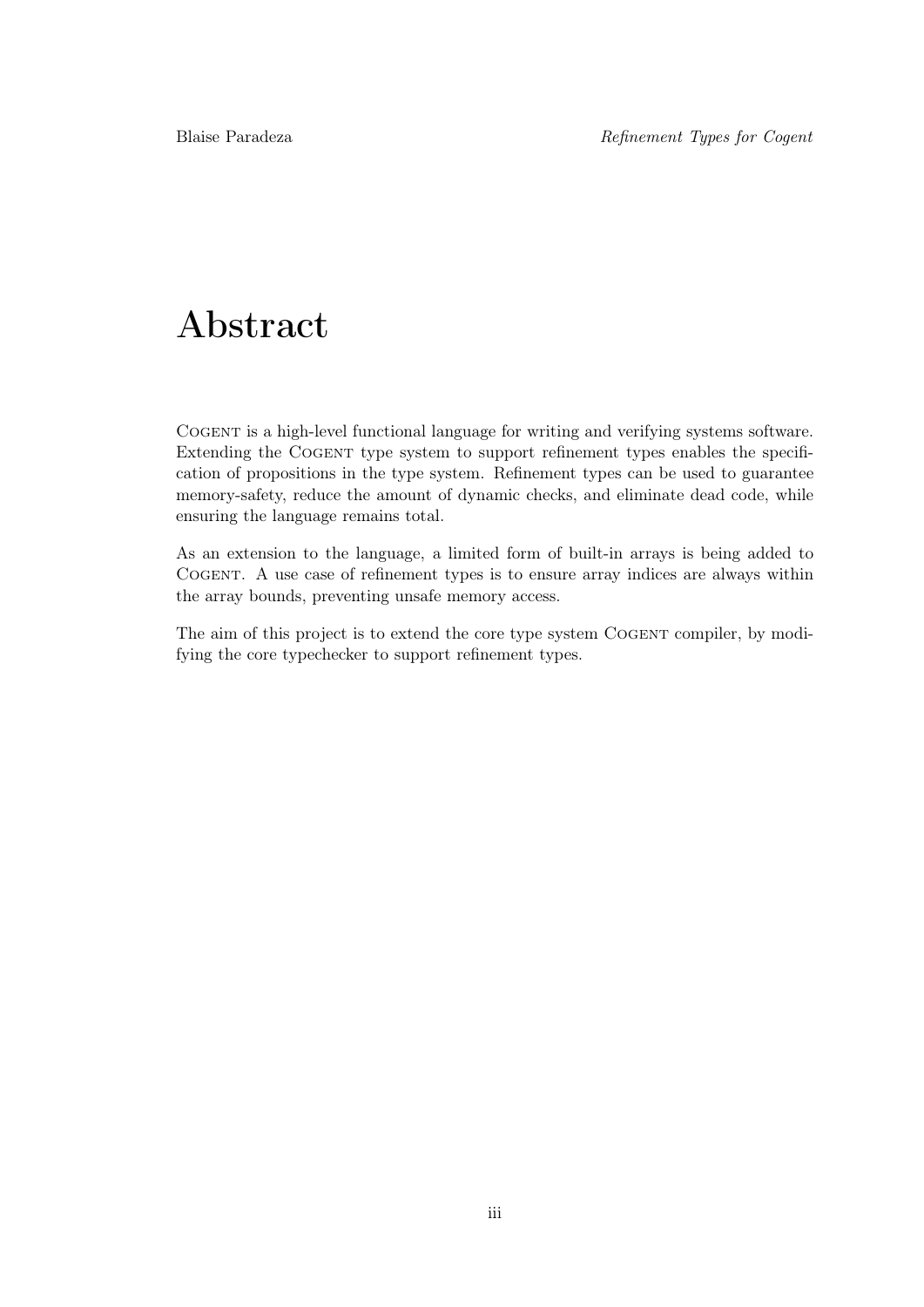# Abstract

Cogent is a high-level functional language for writing and verifying systems software. Extending the Cogent type system to support refinement types enables the specification of propositions in the type system. Refinement types can be used to guarantee memory-safety, reduce the amount of dynamic checks, and eliminate dead code, while ensuring the language remains total.

As an extension to the language, a limited form of built-in arrays is being added to Cogent. A use case of refinement types is to ensure array indices are always within the array bounds, preventing unsafe memory access.

The aim of this project is to extend the core type system Cogent compiler, by modifying the core typechecker to support refinement types.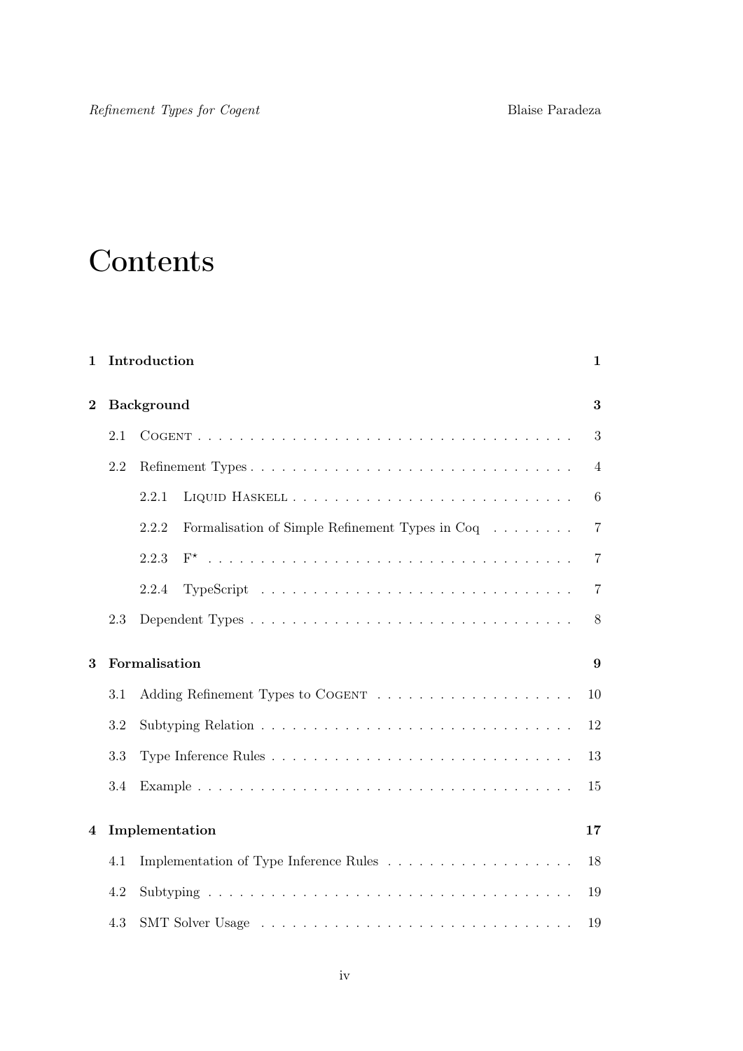# Contents

**1 Introduction** **1**

**2 Background** **3**

2.1 Cogent . . . . . . . . . . . . . . . . . . . . . . . . . . . . . . . . . . . . 3

2.2 Refinement Types . . . . . . . . . . . . . . . . . . . . . . . . . . . . . . . 4

2.2.1 Liquid Haskell . . . . . . . . . . . . . . . . . . . . . . . . . . . . 6

2.2.2 Formalisation of Simple Refinement Types in Coq . . . . . . . . 7

2.2.3 F* . . . . . . . . . . . . . . . . . . . . . . . . . . . . . . . . . . . 7

2.2.4 TypeScript . . . . . . . . . . . . . . . . . . . . . . . . . . . . . . 7

2.3 Dependent Types . . . . . . . . . . . . . . . . . . . . . . . . . . . . . . . 8

**3 Formalisation** **9**

3.1 Adding Refinement Types to Cogent . . . . . . . . . . . . . . . . . . . . 10

3.2 Subtyping Relation . . . . . . . . . . . . . . . . . . . . . . . . . . . . . . 12

3.3 Type Inference Rules . . . . . . . . . . . . . . . . . . . . . . . . . . . . . 13

3.4 Example . . . . . . . . . . . . . . . . . . . . . . . . . . . . . . . . . . . . 15

**4 Implementation** **17**

4.1 Implementation of Type Inference Rules . . . . . . . . . . . . . . . . . . 18

4.2 Subtyping . . . . . . . . . . . . . . . . . . . . . . . . . . . . . . . . . . . 19

4.3 SMT Solver Usage . . . . . . . . . . . . . . . . . . . . . . . . . . . . . . 19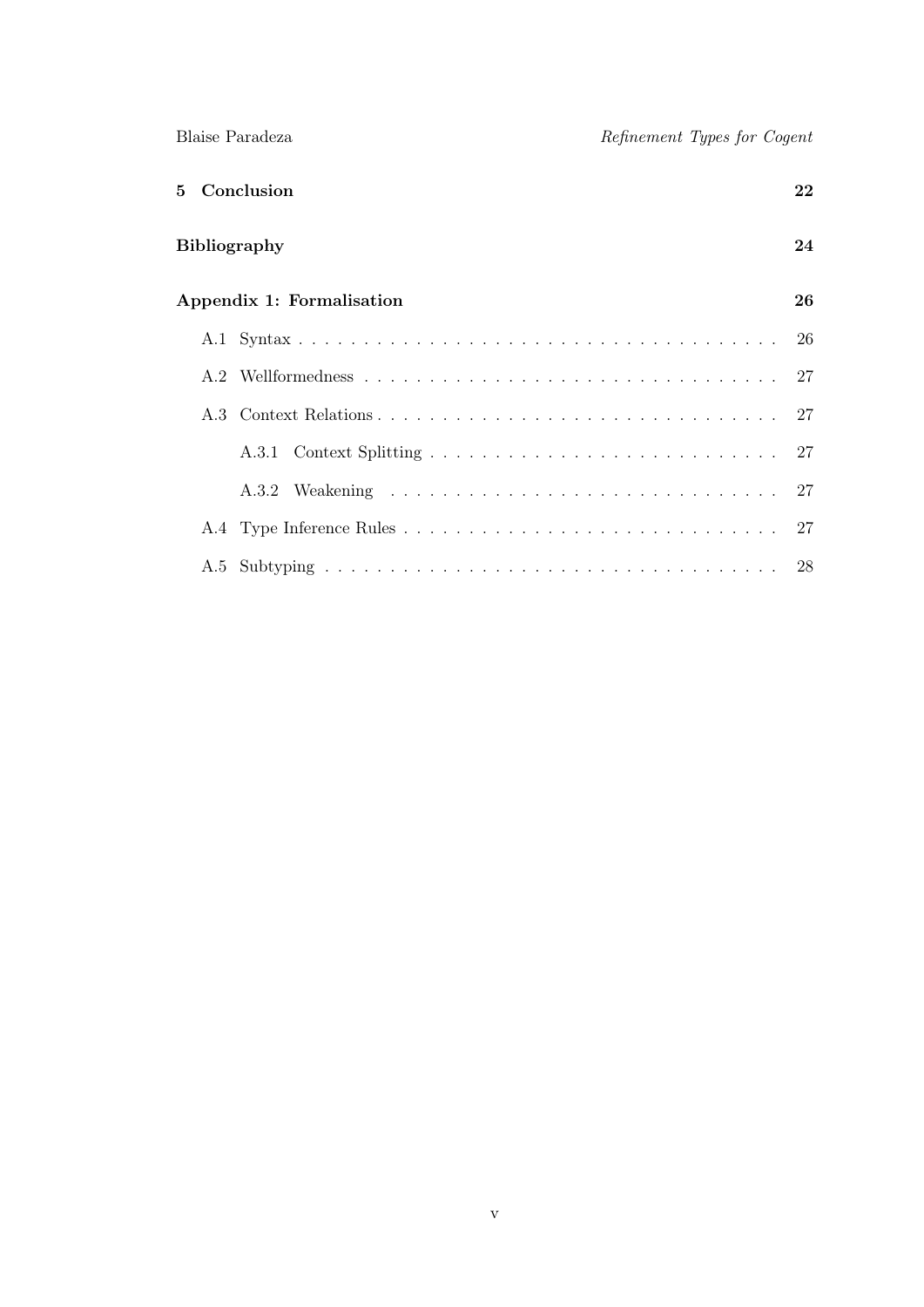**5 Conclusion** 22

**Bibliography** 24

**Appendix 1: Formalisation** 26

- A.1 Syntax . . . . . . . . . . 26
- A.2 Wellformedness . . . . . . . . . . 27
- A.3 Context Relations . . . . . . . . . . 27
  - A.3.1 Context Splitting . . . . . . . . . . 27
  - A.3.2 Weakening . . . . . . . . . . 27
- A.4 Type Inference Rules . . . . . . . . . . 27
- A.5 Subtyping . . . . . . . . . . 28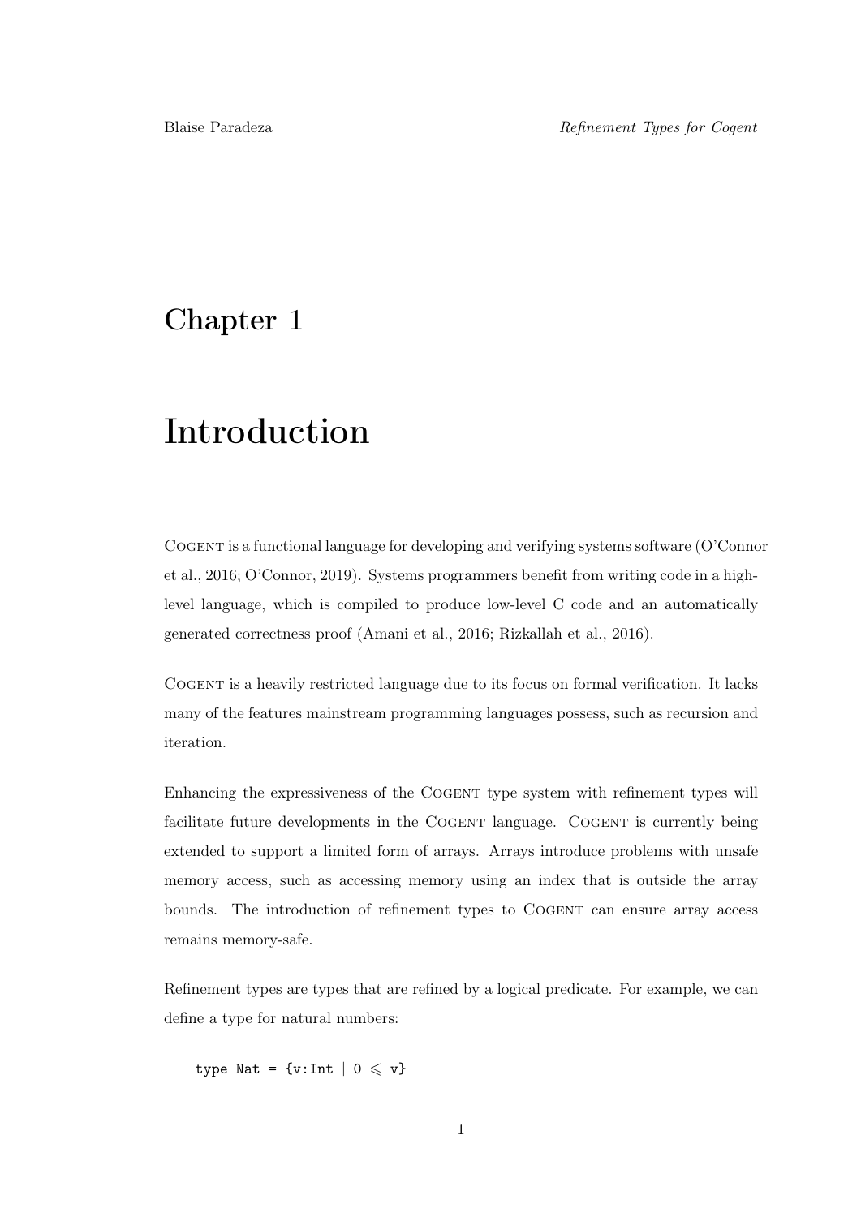# Chapter 1

# Introduction

COGENT is a functional language for developing and verifying systems software (O'Connor et al., 2016; O'Connor, 2019). Systems programmers benefit from writing code in a high-level language, which is compiled to produce low-level C code and an automatically generated correctness proof (Amani et al., 2016; Rizkallah et al., 2016).

COGENT is a heavily restricted language due to its focus on formal verification. It lacks many of the features mainstream programming languages possess, such as recursion and iteration.

Enhancing the expressiveness of the COGENT type system with refinement types will facilitate future developments in the COGENT language. COGENT is currently being extended to support a limited form of arrays. Arrays introduce problems with unsafe memory access, such as accessing memory using an index that is outside the array bounds. The introduction of refinement types to COGENT can ensure array access remains memory-safe.

Refinement types are types that are refined by a logical predicate. For example, we can define a type for natural numbers:

```
type Nat = {v:Int | 0 ⩽ v}
```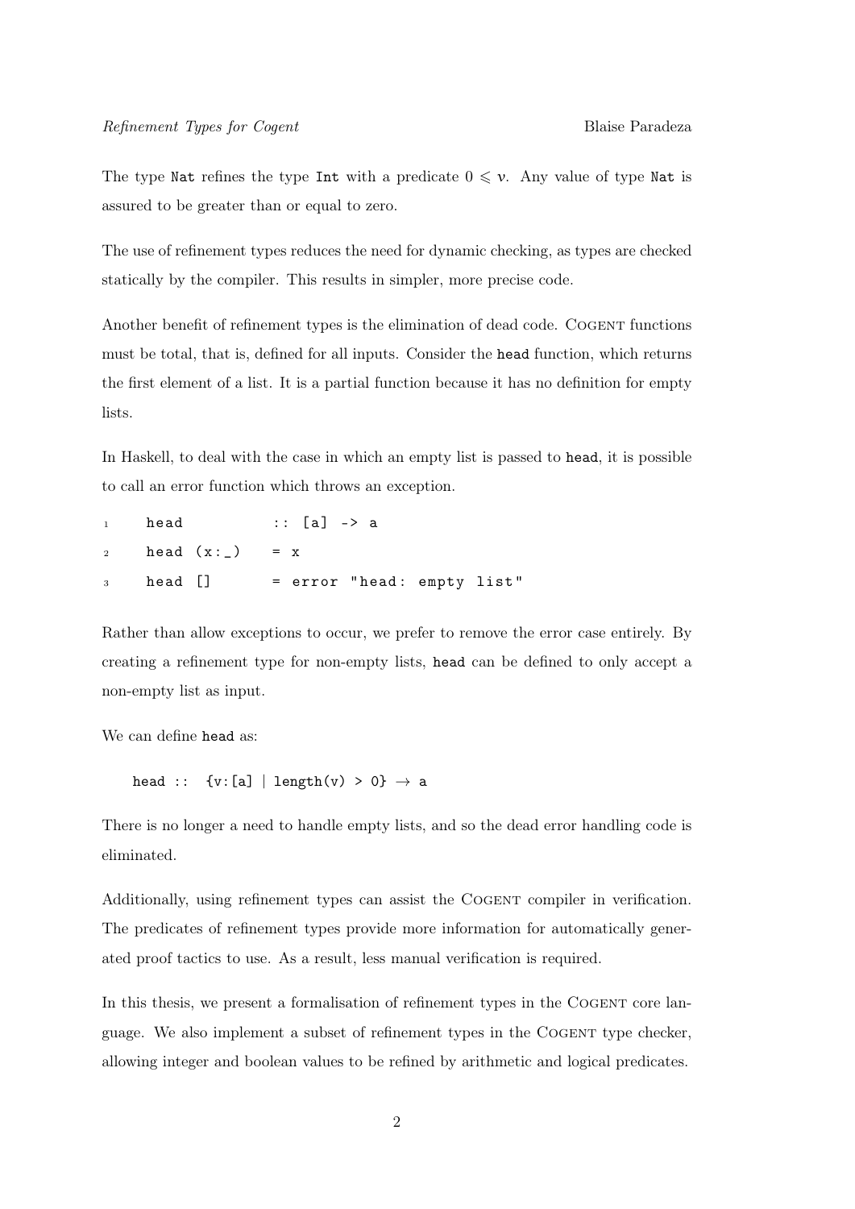The type `Nat` refines the type `Int` with a predicate $0 \leqslant \nu$. Any value of type `Nat` is assured to be greater than or equal to zero.

The use of refinement types reduces the need for dynamic checking, as types are checked statically by the compiler. This results in simpler, more precise code.

Another benefit of refinement types is the elimination of dead code. COGENT functions must be total, that is, defined for all inputs. Consider the `head` function, which returns the first element of a list. It is a partial function because it has no definition for empty lists.

In Haskell, to deal with the case in which an empty list is passed to `head`, it is possible to call an error function which throws an exception.

```
head          :: [a] -> a
head (x:_)    = x
head []       = error "head: empty list"
```

Rather than allow exceptions to occur, we prefer to remove the error case entirely. By creating a refinement type for non-empty lists, `head` can be defined to only accept a non-empty list as input.

We can define `head` as:

```
head :: {v:[a] | length(v) > 0} → a
```

There is no longer a need to handle empty lists, and so the dead error handling code is eliminated.

Additionally, using refinement types can assist the COGENT compiler in verification. The predicates of refinement types provide more information for automatically generated proof tactics to use. As a result, less manual verification is required.

In this thesis, we present a formalisation of refinement types in the COGENT core language. We also implement a subset of refinement types in the COGENT type checker, allowing integer and boolean values to be refined by arithmetic and logical predicates.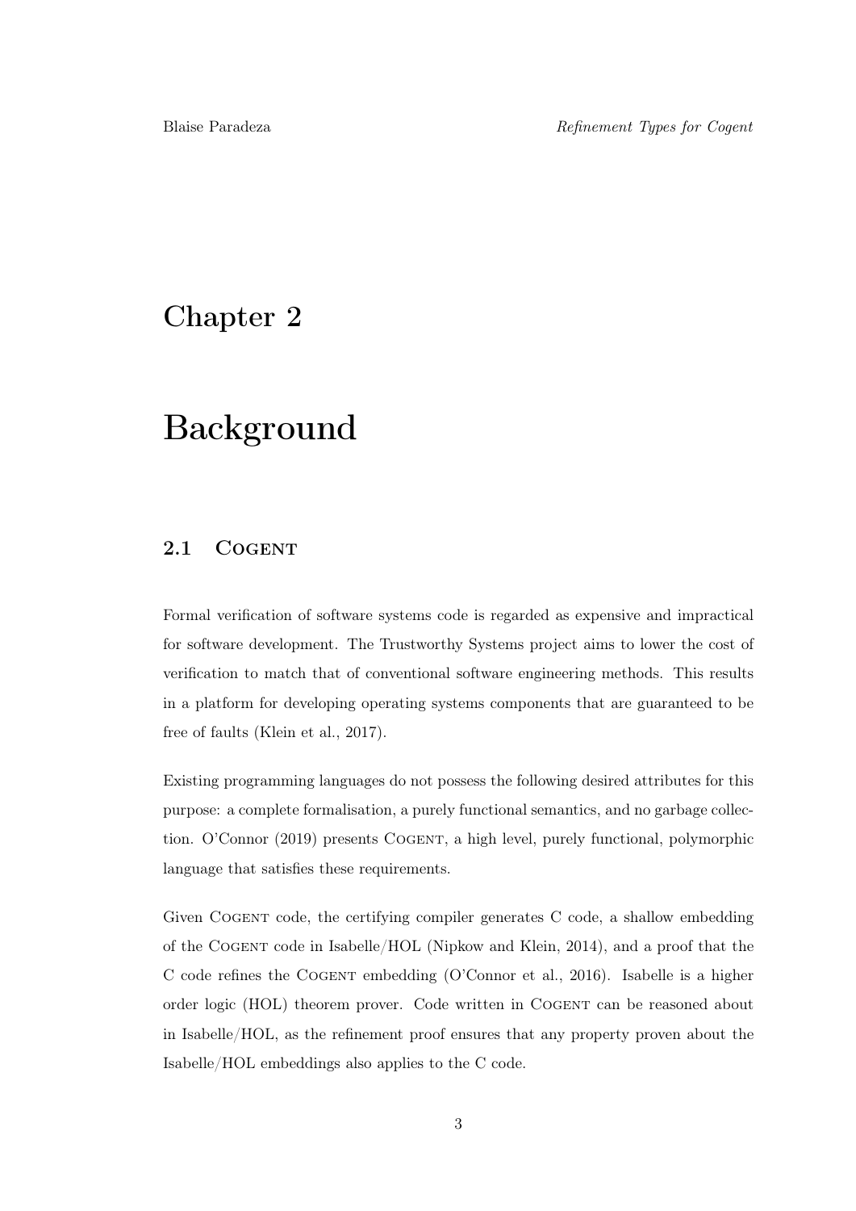# Chapter 2

# Background

## 2.1 Cogent

Formal verification of software systems code is regarded as expensive and impractical for software development. The Trustworthy Systems project aims to lower the cost of verification to match that of conventional software engineering methods. This results in a platform for developing operating systems components that are guaranteed to be free of faults (Klein et al., 2017).

Existing programming languages do not possess the following desired attributes for this purpose: a complete formalisation, a purely functional semantics, and no garbage collection. O'Connor (2019) presents Cogent, a high level, purely functional, polymorphic language that satisfies these requirements.

Given Cogent code, the certifying compiler generates C code, a shallow embedding of the Cogent code in Isabelle/HOL (Nipkow and Klein, 2014), and a proof that the C code refines the Cogent embedding (O'Connor et al., 2016). Isabelle is a higher order logic (HOL) theorem prover. Code written in Cogent can be reasoned about in Isabelle/HOL, as the refinement proof ensures that any property proven about the Isabelle/HOL embeddings also applies to the C code.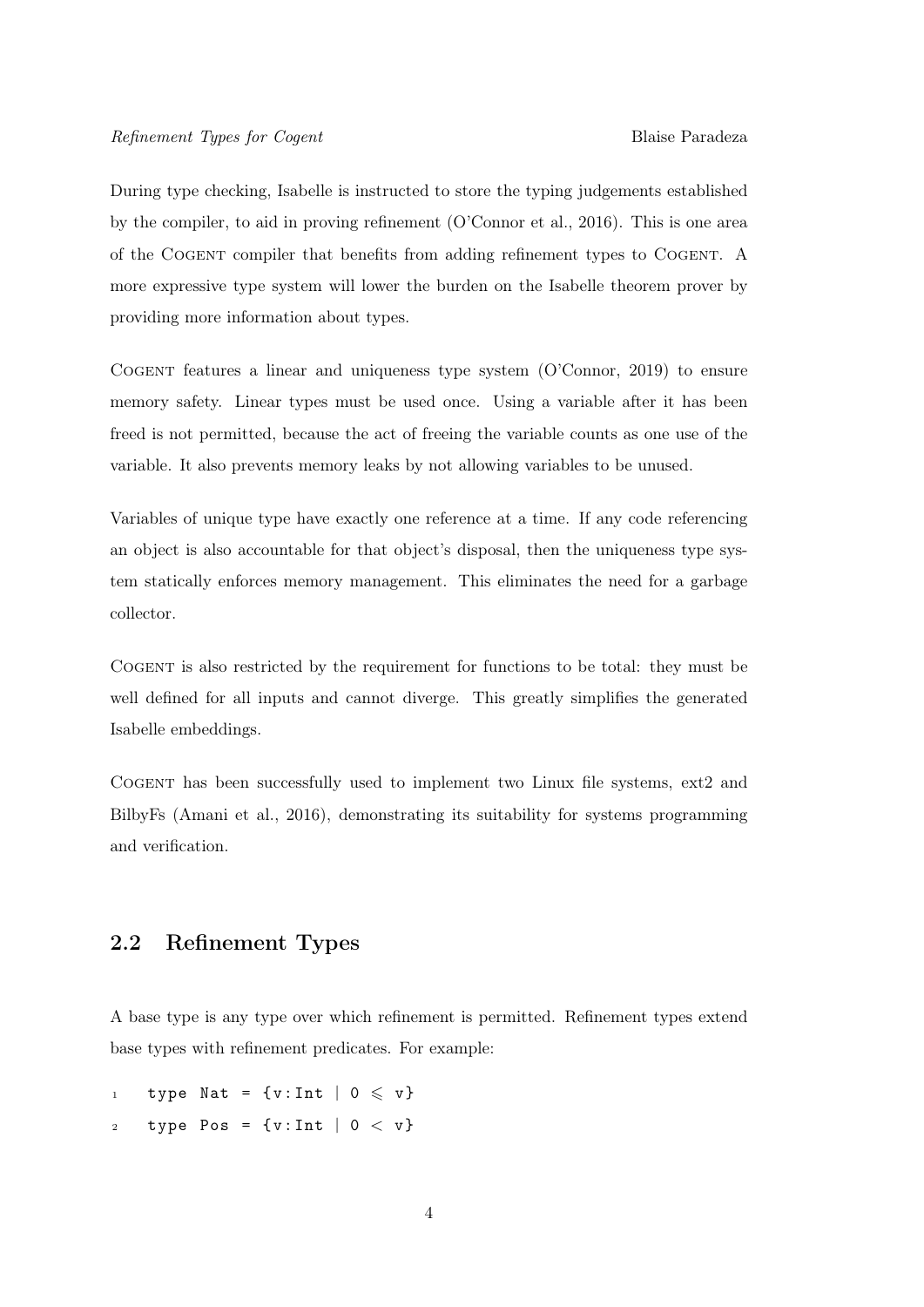During type checking, Isabelle is instructed to store the typing judgements established by the compiler, to aid in proving refinement (O'Connor et al., 2016). This is one area of the COGENT compiler that benefits from adding refinement types to COGENT. A more expressive type system will lower the burden on the Isabelle theorem prover by providing more information about types.

COGENT features a linear and uniqueness type system (O'Connor, 2019) to ensure memory safety. Linear types must be used once. Using a variable after it has been freed is not permitted, because the act of freeing the variable counts as one use of the variable. It also prevents memory leaks by not allowing variables to be unused.

Variables of unique type have exactly one reference at a time. If any code referencing an object is also accountable for that object's disposal, then the uniqueness type system statically enforces memory management. This eliminates the need for a garbage collector.

COGENT is also restricted by the requirement for functions to be total: they must be well defined for all inputs and cannot diverge. This greatly simplifies the generated Isabelle embeddings.

COGENT has been successfully used to implement two Linux file systems, ext2 and BilbyFs (Amani et al., 2016), demonstrating its suitability for systems programming and verification.

## 2.2 Refinement Types

A base type is any type over which refinement is permitted. Refinement types extend base types with refinement predicates. For example:

```
1  type Nat = {v:Int | 0 ⩽ v}
2  type Pos = {v:Int | 0 < v}
```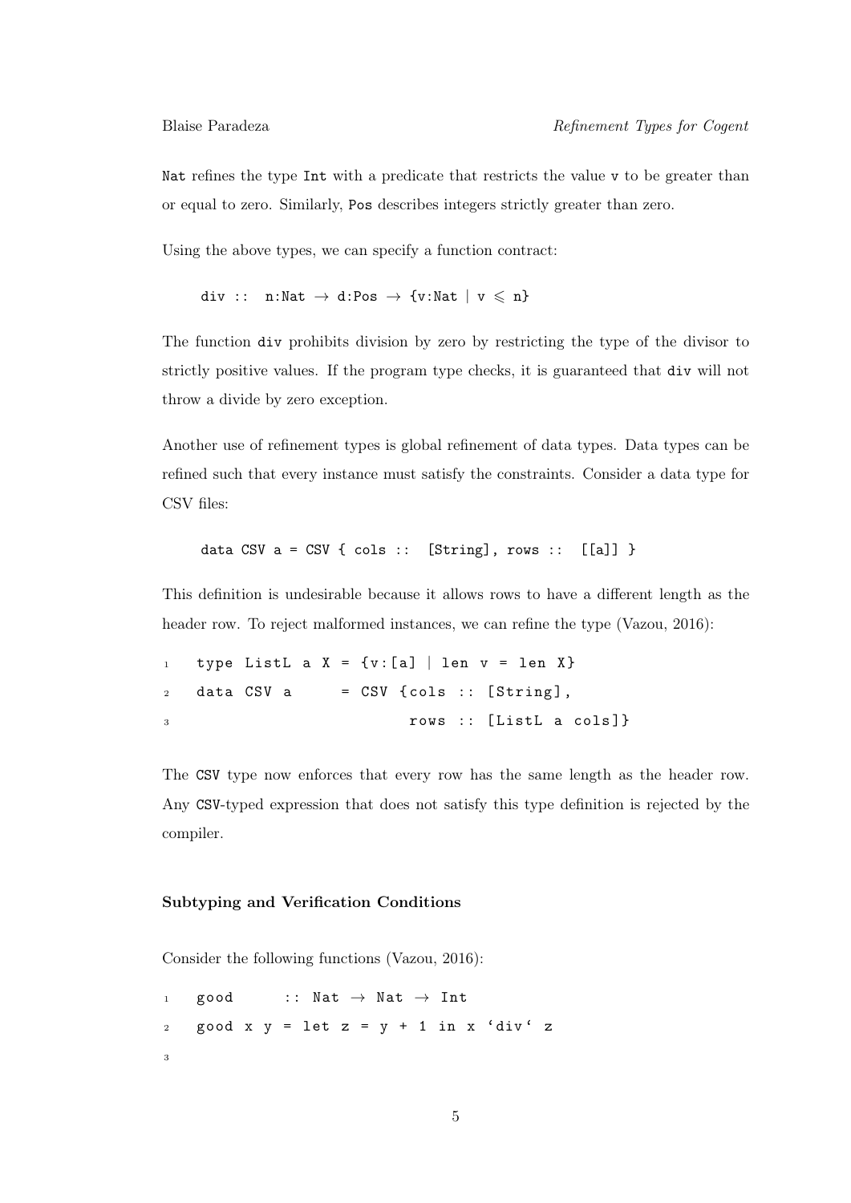`Nat` refines the type `Int` with a predicate that restricts the value `v` to be greater than or equal to zero. Similarly, `Pos` describes integers strictly greater than zero.

Using the above types, we can specify a function contract:

```
div ::  n:Nat → d:Pos → {v:Nat | v ⩽ n}
```

The function `div` prohibits division by zero by restricting the type of the divisor to strictly positive values. If the program type checks, it is guaranteed that `div` will not throw a divide by zero exception.

Another use of refinement types is global refinement of data types. Data types can be refined such that every instance must satisfy the constraints. Consider a data type for CSV files:

```
data CSV a = CSV { cols ::  [String], rows ::  [[a]] }
```

This definition is undesirable because it allows rows to have a different length as the header row. To reject malformed instances, we can refine the type (Vazou, 2016):

```
1  type ListL a X = {v:[a] | len v = len X}
2  data CSV a      = CSV {cols :: [String],
3                         rows :: [ListL a cols]}
```

The `CSV` type now enforces that every row has the same length as the header row. Any `CSV`-typed expression that does not satisfy this type definition is rejected by the compiler.

**Subtyping and Verification Conditions**

Consider the following functions (Vazou, 2016):

```
1  good      :: Nat → Nat → Int
2  good x y = let z = y + 1 in x `div` z
3
```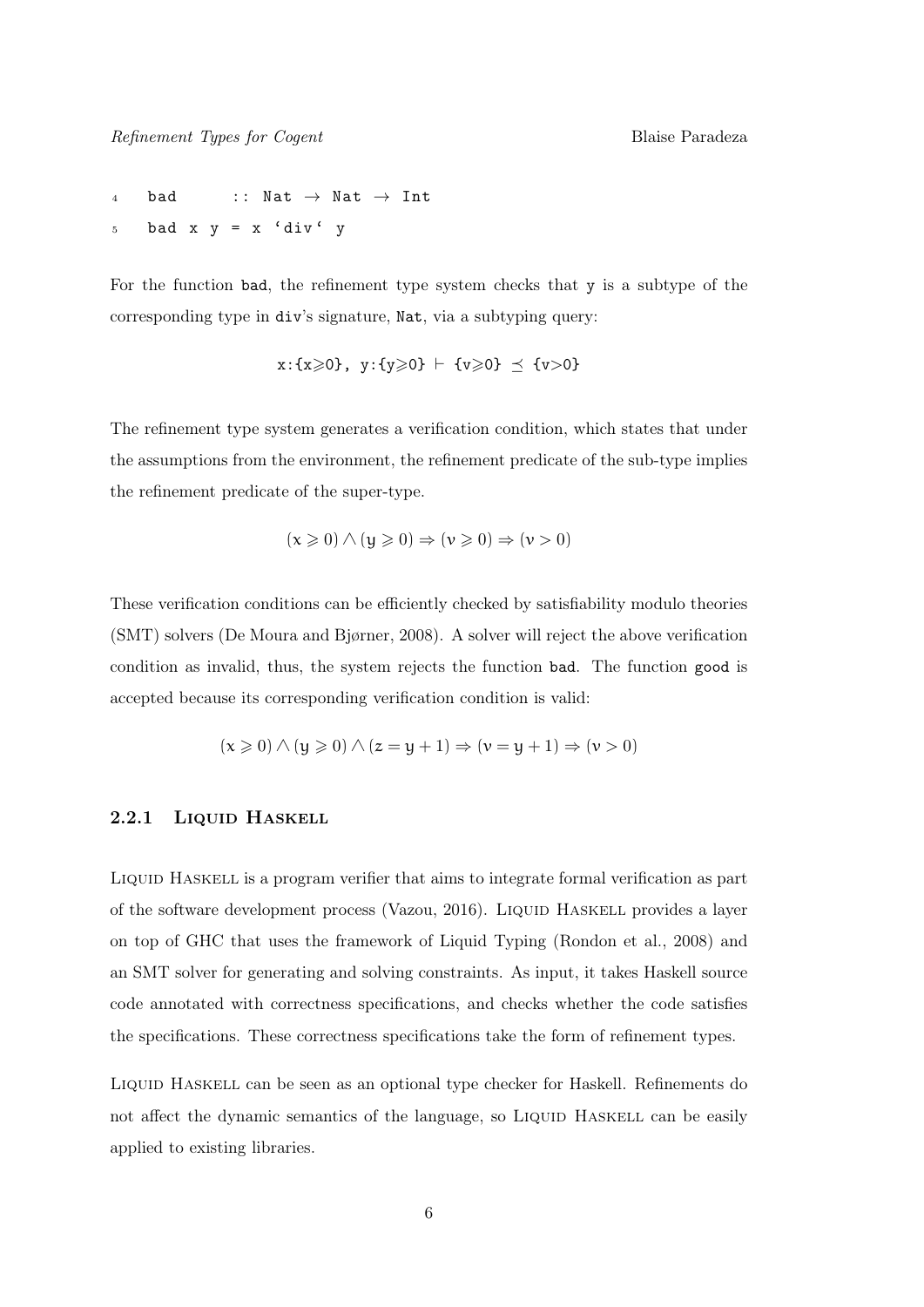```
4   bad      :: Nat → Nat → Int
5   bad x y = x `div` y
```

For the function `bad`, the refinement type system checks that `y` is a subtype of the corresponding type in `div`'s signature, `Nat`, via a subtyping query:

$$\texttt{x:\{x}\geqslant\texttt{0\}, y:\{y}\geqslant\texttt{0\}} \vdash \texttt{\{v}\geqslant\texttt{0\}} \preceq \texttt{\{v>0\}}$$

The refinement type system generates a verification condition, which states that under the assumptions from the environment, the refinement predicate of the sub-type implies the refinement predicate of the super-type.

$$(x \geqslant 0) \wedge (y \geqslant 0) \Rightarrow (v \geqslant 0) \Rightarrow (v > 0)$$

These verification conditions can be efficiently checked by satisfiability modulo theories (SMT) solvers (De Moura and Bjørner, 2008). A solver will reject the above verification condition as invalid, thus, the system rejects the function `bad`. The function `good` is accepted because its corresponding verification condition is valid:

$$(x \geqslant 0) \wedge (y \geqslant 0) \wedge (z = y + 1) \Rightarrow (v = y + 1) \Rightarrow (v > 0)$$

### 2.2.1 Liquid Haskell

Liquid Haskell is a program verifier that aims to integrate formal verification as part of the software development process (Vazou, 2016). Liquid Haskell provides a layer on top of GHC that uses the framework of Liquid Typing (Rondon et al., 2008) and an SMT solver for generating and solving constraints. As input, it takes Haskell source code annotated with correctness specifications, and checks whether the code satisfies the specifications. These correctness specifications take the form of refinement types.

Liquid Haskell can be seen as an optional type checker for Haskell. Refinements do not affect the dynamic semantics of the language, so Liquid Haskell can be easily applied to existing libraries.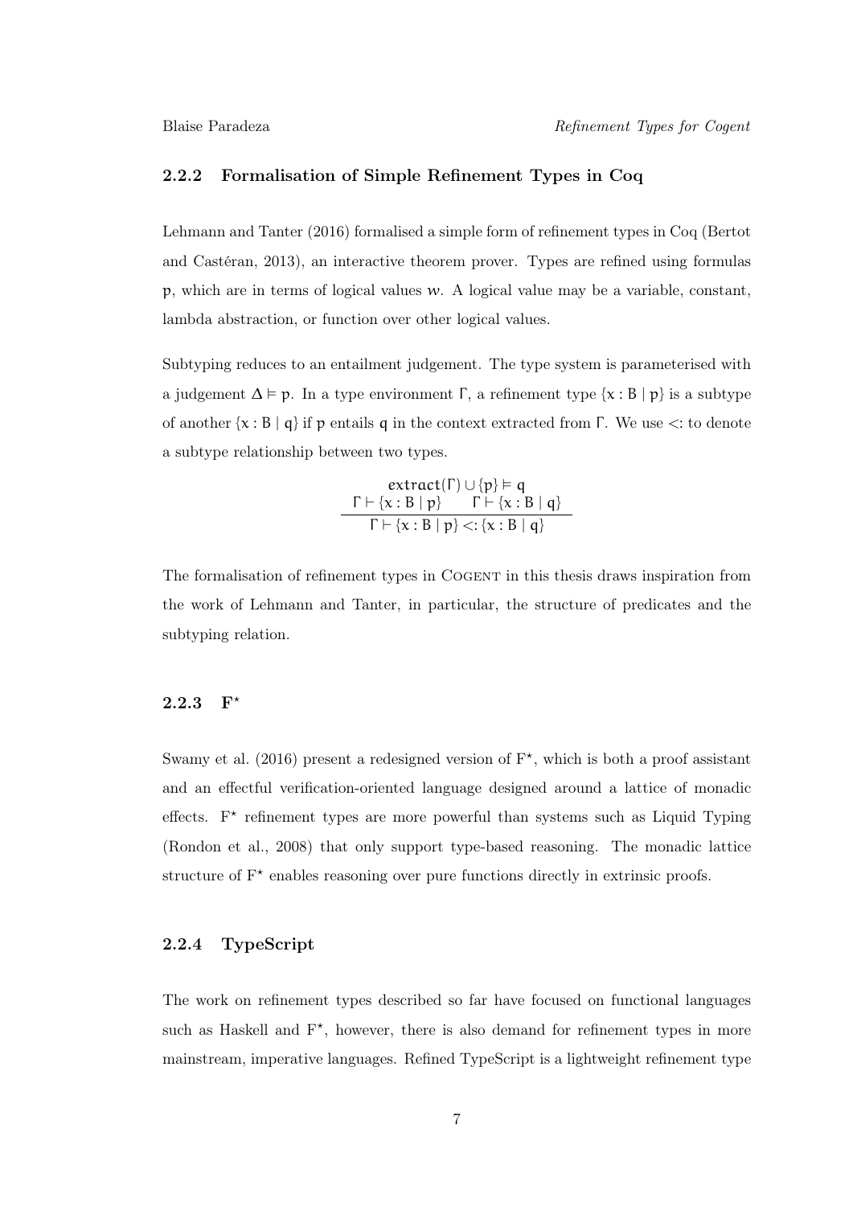### 2.2.2 Formalisation of Simple Refinement Types in Coq

Lehmann and Tanter (2016) formalised a simple form of refinement types in Coq (Bertot and Castéran, 2013), an interactive theorem prover. Types are refined using formulas $p$, which are in terms of logical values $w$. A logical value may be a variable, constant, lambda abstraction, or function over other logical values.

Subtyping reduces to an entailment judgement. The type system is parameterised with a judgement $\Delta \vDash p$. In a type environment $\Gamma$, a refinement type $\{x : B \mid p\}$ is a subtype of another $\{x : B \mid q\}$ if $p$ entails $q$ in the context extracted from $\Gamma$. We use $<:$ to denote a subtype relationship between two types.

$$\frac{\begin{array}{c}\mathsf{extract}(\Gamma) \cup \{p\} \vDash q \\ \Gamma \vdash \{x : B \mid p\} \qquad \Gamma \vdash \{x : B \mid q\}\end{array}}{\Gamma \vdash \{x : B \mid p\} <: \{x : B \mid q\}}$$

The formalisation of refinement types in Cogent in this thesis draws inspiration from the work of Lehmann and Tanter, in particular, the structure of predicates and the subtyping relation.

### 2.2.3 F*

Swamy et al. (2016) present a redesigned version of F*, which is both a proof assistant and an effectful verification-oriented language designed around a lattice of monadic effects. F* refinement types are more powerful than systems such as Liquid Typing (Rondon et al., 2008) that only support type-based reasoning. The monadic lattice structure of F* enables reasoning over pure functions directly in extrinsic proofs.

### 2.2.4 TypeScript

The work on refinement types described so far have focused on functional languages such as Haskell and F*, however, there is also demand for refinement types in more mainstream, imperative languages. Refined TypeScript is a lightweight refinement type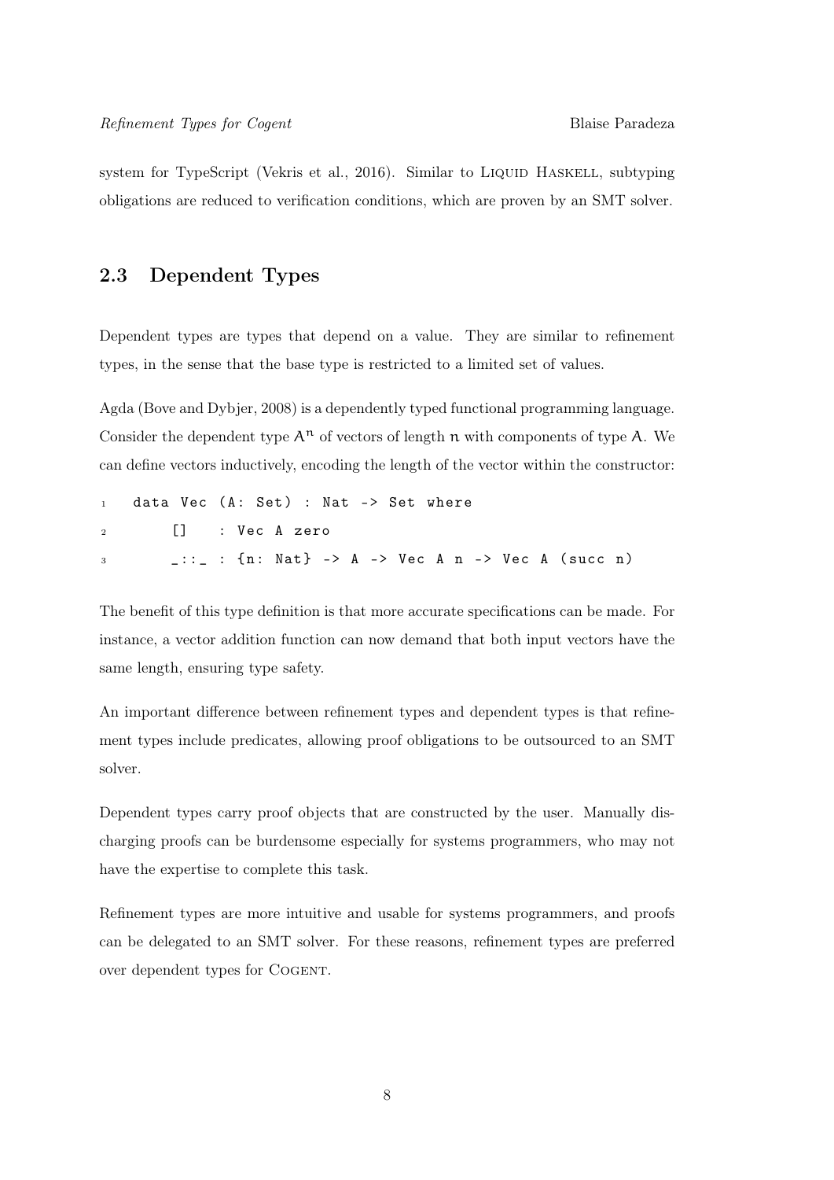system for TypeScript (Vekris et al., 2016). Similar to Liquid Haskell, subtyping obligations are reduced to verification conditions, which are proven by an SMT solver.

## 2.3 Dependent Types

Dependent types are types that depend on a value. They are similar to refinement types, in the sense that the base type is restricted to a limited set of values.

Agda (Bove and Dybjer, 2008) is a dependently typed functional programming language. Consider the dependent type $A^n$ of vectors of length $n$ with components of type $A$. We can define vectors inductively, encoding the length of the vector within the constructor:

```
data Vec (A: Set) : Nat -> Set where
    []   : Vec A zero
    _::_ : {n: Nat} -> A -> Vec A n -> Vec A (succ n)
```

The benefit of this type definition is that more accurate specifications can be made. For instance, a vector addition function can now demand that both input vectors have the same length, ensuring type safety.

An important difference between refinement types and dependent types is that refinement types include predicates, allowing proof obligations to be outsourced to an SMT solver.

Dependent types carry proof objects that are constructed by the user. Manually discharging proofs can be burdensome especially for systems programmers, who may not have the expertise to complete this task.

Refinement types are more intuitive and usable for systems programmers, and proofs can be delegated to an SMT solver. For these reasons, refinement types are preferred over dependent types for Cogent.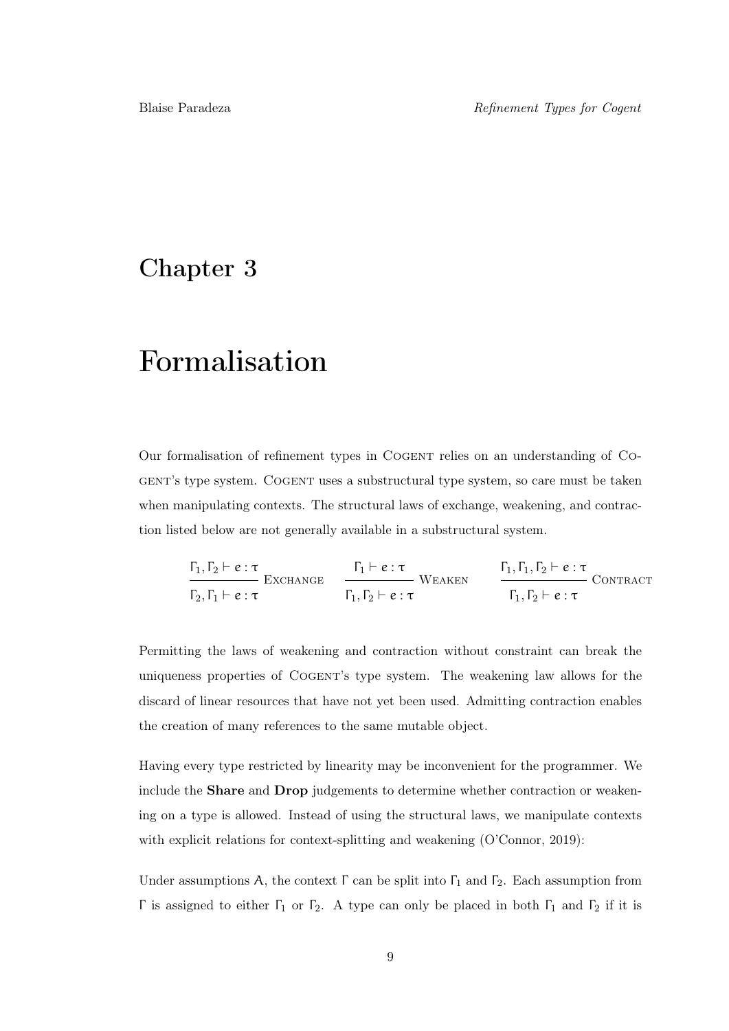# Chapter 3

# Formalisation

Our formalisation of refinement types in COGENT relies on an understanding of COGENT's type system. COGENT uses a substructural type system, so care must be taken when manipulating contexts. The structural laws of exchange, weakening, and contraction listed below are not generally available in a substructural system.

$$\frac{\Gamma_1, \Gamma_2 \vdash e : \tau}{\Gamma_2, \Gamma_1 \vdash e : \tau}\ \textsc{Exchange} \qquad \frac{\Gamma_1 \vdash e : \tau}{\Gamma_1, \Gamma_2 \vdash e : \tau}\ \textsc{Weaken} \qquad \frac{\Gamma_1, \Gamma_1, \Gamma_2 \vdash e : \tau}{\Gamma_1, \Gamma_2 \vdash e : \tau}\ \textsc{Contract}$$

Permitting the laws of weakening and contraction without constraint can break the uniqueness properties of COGENT's type system. The weakening law allows for the discard of linear resources that have not yet been used. Admitting contraction enables the creation of many references to the same mutable object.

Having every type restricted by linearity may be inconvenient for the programmer. We include the **Share** and **Drop** judgements to determine whether contraction or weakening on a type is allowed. Instead of using the structural laws, we manipulate contexts with explicit relations for context-splitting and weakening (O'Connor, 2019):

Under assumptions $A$, the context $\Gamma$ can be split into $\Gamma_1$ and $\Gamma_2$. Each assumption from $\Gamma$ is assigned to either $\Gamma_1$ or $\Gamma_2$. A type can only be placed in both $\Gamma_1$ and $\Gamma_2$ if it is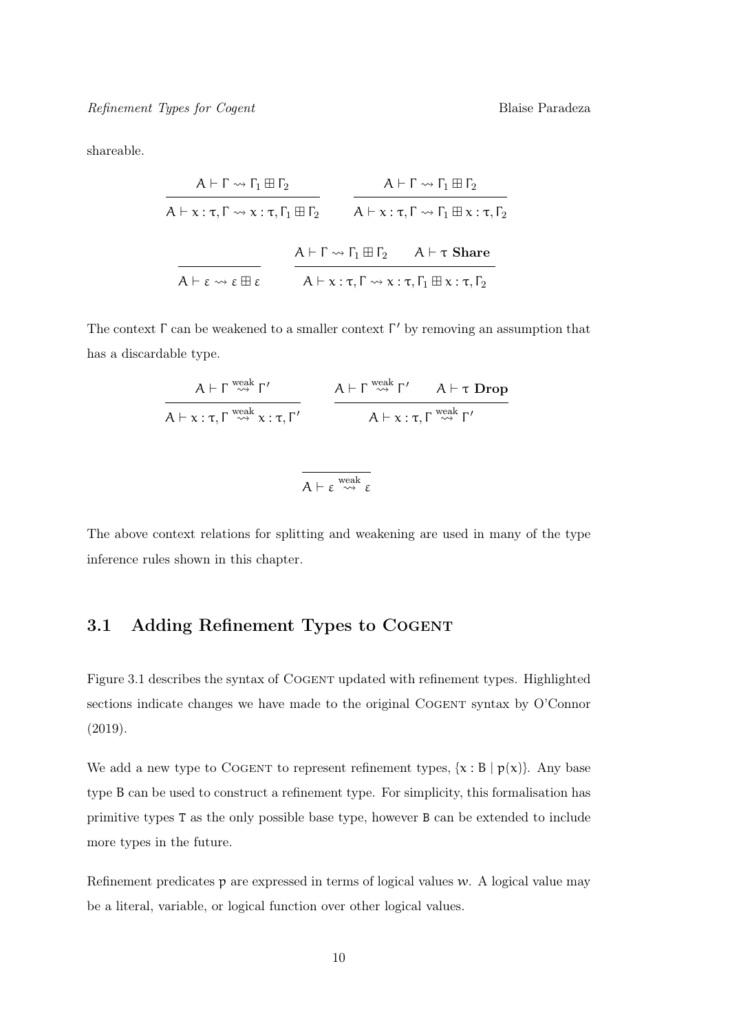shareable.

$$
\frac{A \vdash \Gamma \rightsquigarrow \Gamma_1 \boxplus \Gamma_2}{A \vdash x : \tau, \Gamma \rightsquigarrow x : \tau, \Gamma_1 \boxplus \Gamma_2}
\qquad
\frac{A \vdash \Gamma \rightsquigarrow \Gamma_1 \boxplus \Gamma_2}{A \vdash x : \tau, \Gamma \rightsquigarrow \Gamma_1 \boxplus x : \tau, \Gamma_2}
$$

$$
\frac{}{A \vdash \varepsilon \rightsquigarrow \varepsilon \boxplus \varepsilon}
\qquad
\frac{A \vdash \Gamma \rightsquigarrow \Gamma_1 \boxplus \Gamma_2 \qquad A \vdash \tau \ \textbf{Share}}{A \vdash x : \tau, \Gamma \rightsquigarrow x : \tau, \Gamma_1 \boxplus x : \tau, \Gamma_2}
$$

The context $\Gamma$ can be weakened to a smaller context $\Gamma'$ by removing an assumption that has a discardable type.

$$
\frac{A \vdash \Gamma \overset{\text{weak}}{\rightsquigarrow} \Gamma'}{A \vdash x : \tau, \Gamma \overset{\text{weak}}{\rightsquigarrow} x : \tau, \Gamma'}
\qquad
\frac{A \vdash \Gamma \overset{\text{weak}}{\rightsquigarrow} \Gamma' \qquad A \vdash \tau \ \textbf{Drop}}{A \vdash x : \tau, \Gamma \overset{\text{weak}}{\rightsquigarrow} \Gamma'}
$$

$$
\frac{}{A \vdash \varepsilon \overset{\text{weak}}{\rightsquigarrow} \varepsilon}
$$

The above context relations for splitting and weakening are used in many of the type inference rules shown in this chapter.

## 3.1 Adding Refinement Types to COGENT

Figure 3.1 describes the syntax of COGENT updated with refinement types. Highlighted sections indicate changes we have made to the original COGENT syntax by O'Connor (2019).

We add a new type to COGENT to represent refinement types, $\{x : \mathtt{B} \mid p(x)\}$. Any base type $\mathtt{B}$ can be used to construct a refinement type. For simplicity, this formalisation has primitive types $\mathtt{T}$ as the only possible base type, however $\mathtt{B}$ can be extended to include more types in the future.

Refinement predicates $p$ are expressed in terms of logical values $w$. A logical value may be a literal, variable, or logical function over other logical values.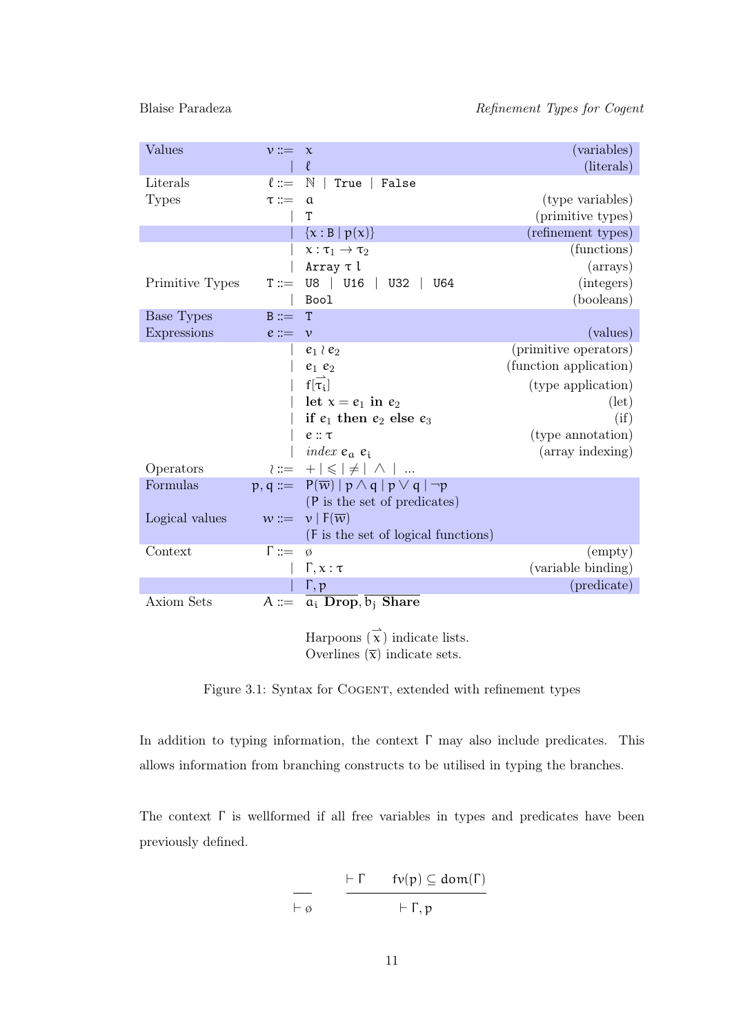| | | | |
|---|---|---|---|
| Values | $v ::=$ | $x$ | (variables) |
| | $\mid$ | $\ell$ | (literals) |
| Literals | $\ell ::=$ | $\mathbb{N}$ \| `True` \| `False` | |
| Types | $\tau ::=$ | $a$ | (type variables) |
| | $\mid$ | `T` | (primitive types) |
| | $\mid$ | $\{x : B \mid p(x)\}$ | (refinement types) |
| | $\mid$ | $x : \tau_1 \rightarrow \tau_2$ | (functions) |
| | $\mid$ | `Array` $\tau$ $l$ | (arrays) |
| Primitive Types | $T ::=$ | `U8` \| `U16` \| `U32` \| `U64` | (integers) |
| | $\mid$ | `Bool` | (booleans) |
| Base Types | $B ::=$ | `T` | |
| Expressions | $e ::=$ | $v$ | (values) |
| | $\mid$ | $e_1 \wr e_2$ | (primitive operators) |
| | $\mid$ | $e_1\ e_2$ | (function application) |
| | $\mid$ | $f[\overrightarrow{\tau_i}]$ | (type application) |
| | $\mid$ | **let** $x = e_1$ **in** $e_2$ | (let) |
| | $\mid$ | **if** $e_1$ **then** $e_2$ **else** $e_3$ | (if) |
| | $\mid$ | $e :: \tau$ | (type annotation) |
| | $\mid$ | *index* $e_a\ e_i$ | (array indexing) |
| Operators | $\wr ::=$ | $+ \mid \leqslant \mid \neq \mid \wedge \mid \ldots$ | |
| Formulas | $p, q ::=$ | $P(\overline{w}) \mid p \wedge q \mid p \vee q \mid \neg p$ ($P$ is the set of predicates) | |
| Logical values | $w ::=$ | $v \mid F(\overline{w})$ ($F$ is the set of logical functions) | |
| Context | $\Gamma ::=$ | $\emptyset$ | (empty) |
| | $\mid$ | $\Gamma, x : \tau$ | (variable binding) |
| | $\mid$ | $\Gamma, p$ | (predicate) |
| Axiom Sets | $A ::=$ | $\overline{a_i\ \textbf{Drop}}, \overline{b_j\ \textbf{Share}}$ | |

Harpoons ($\overrightarrow{x}$) indicate lists.
Overlines ($\overline{x}$) indicate sets.

Figure 3.1: Syntax for Cogent, extended with refinement types

In addition to typing information, the context $\Gamma$ may also include predicates. This allows information from branching constructs to be utilised in typing the branches.

The context $\Gamma$ is wellformed if all free variables in types and predicates have been previously defined.

$$\frac{}{\vdash \emptyset} \qquad \frac{\vdash \Gamma \qquad fv(p) \subseteq dom(\Gamma)}{\vdash \Gamma, p}$$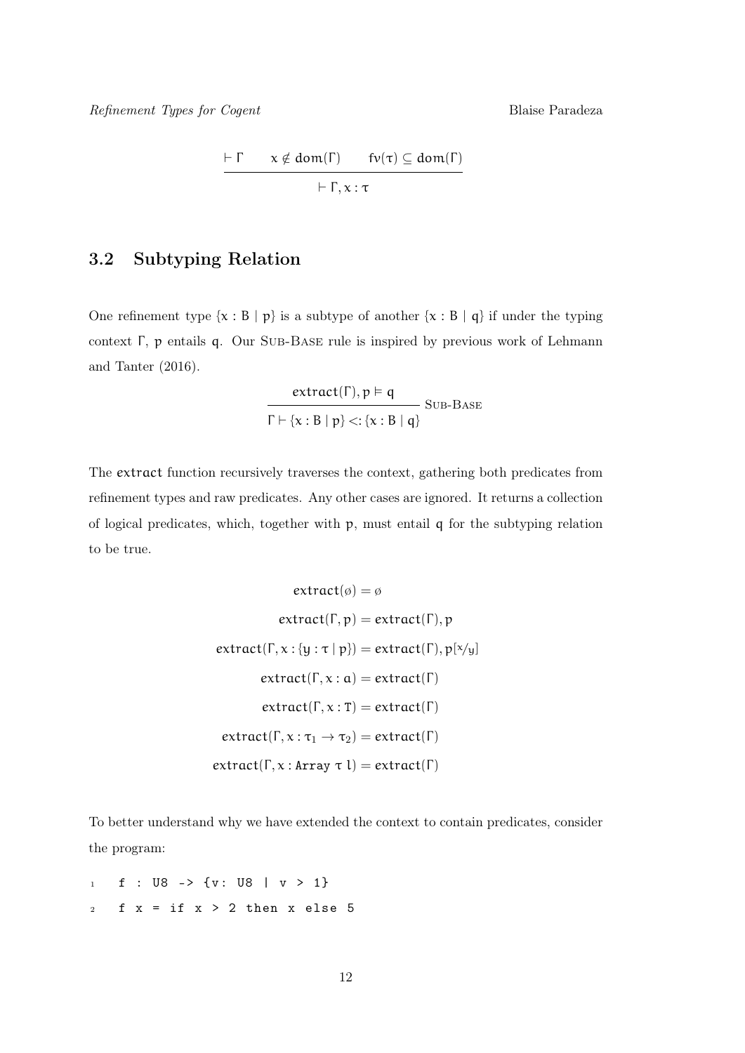$$\frac{\vdash \Gamma \qquad x \notin \mathsf{dom}(\Gamma) \qquad \mathsf{fv}(\tau) \subseteq \mathsf{dom}(\Gamma)}{\vdash \Gamma, x : \tau}$$

## 3.2 Subtyping Relation

One refinement type $\{x : \mathtt{B} \mid p\}$ is a subtype of another $\{x : \mathtt{B} \mid q\}$ if under the typing context $\Gamma$, $p$ entails $q$. Our Sub-Base rule is inspired by previous work of Lehmann and Tanter (2016).

$$\frac{\mathsf{extract}(\Gamma), p \vDash q}{\Gamma \vdash \{x : \mathtt{B} \mid p\} <: \{x : \mathtt{B} \mid q\}} \text{ Sub-Base}$$

The $\mathsf{extract}$ function recursively traverses the context, gathering both predicates from refinement types and raw predicates. Any other cases are ignored. It returns a collection of logical predicates, which, together with $p$, must entail $q$ for the subtyping relation to be true.

$$\begin{aligned}
\mathsf{extract}(\emptyset) &= \emptyset \\
\mathsf{extract}(\Gamma, p) &= \mathsf{extract}(\Gamma), p \\
\mathsf{extract}(\Gamma, x : \{y : \tau \mid p\}) &= \mathsf{extract}(\Gamma), p[x/y] \\
\mathsf{extract}(\Gamma, x : a) &= \mathsf{extract}(\Gamma) \\
\mathsf{extract}(\Gamma, x : \mathtt{T}) &= \mathsf{extract}(\Gamma) \\
\mathsf{extract}(\Gamma, x : \tau_1 \rightarrow \tau_2) &= \mathsf{extract}(\Gamma) \\
\mathsf{extract}(\Gamma, x : \mathtt{Array}\ \tau\ l) &= \mathsf{extract}(\Gamma)
\end{aligned}$$

To better understand why we have extended the context to contain predicates, consider the program:

```
f : U8 -> {v: U8 | v > 1}
f x = if x > 2 then x else 5
```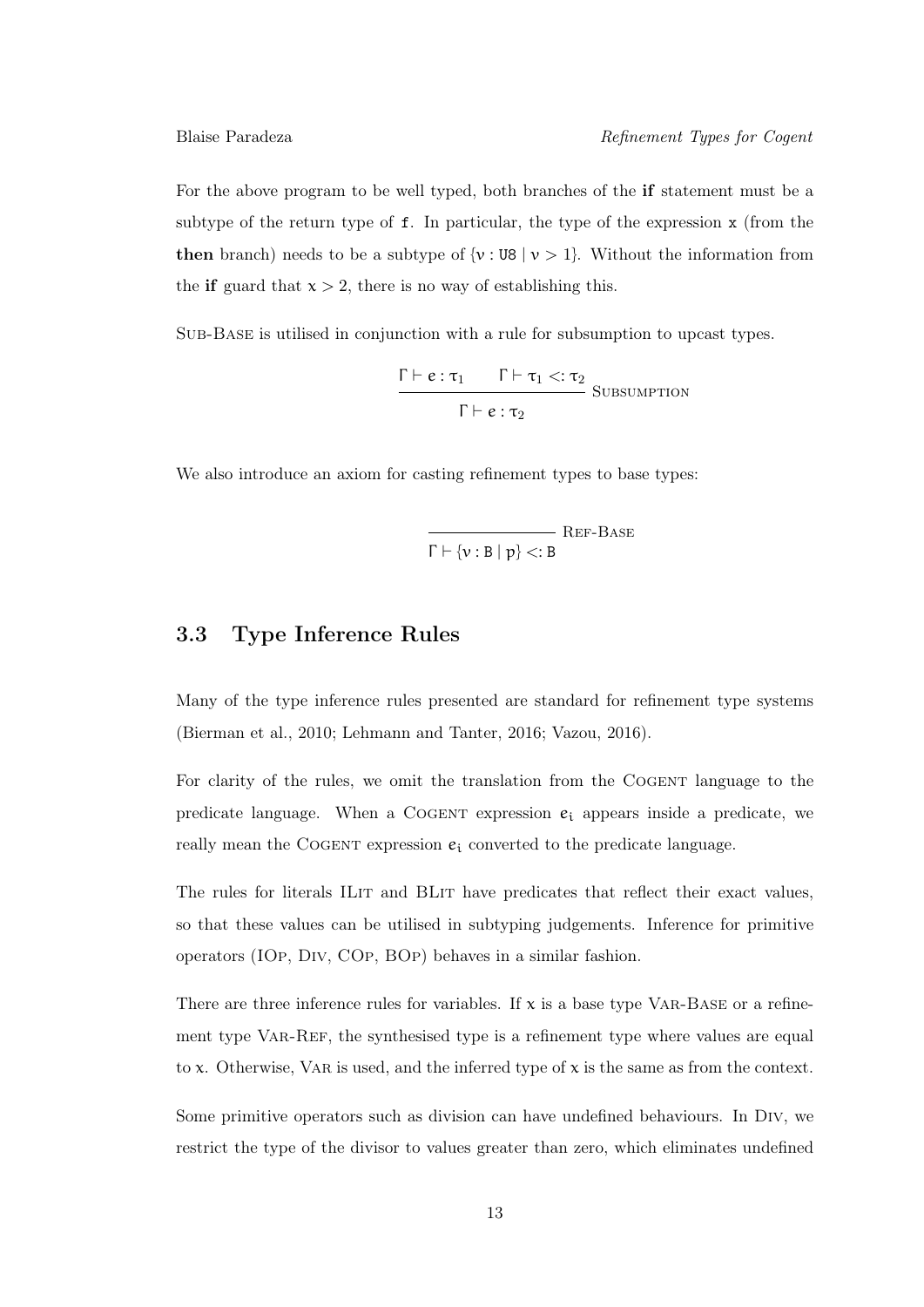For the above program to be well typed, both branches of the **if** statement must be a subtype of the return type of `f`. In particular, the type of the expression `x` (from the **then** branch) needs to be a subtype of $\{\nu : \texttt{U8} \mid \nu > 1\}$. Without the information from the **if** guard that $x > 2$, there is no way of establishing this.

Sub-Base is utilised in conjunction with a rule for subsumption to upcast types.

$$\frac{\Gamma \vdash e : \tau_1 \qquad \Gamma \vdash \tau_1 <: \tau_2}{\Gamma \vdash e : \tau_2} \text{ Subsumption}$$

We also introduce an axiom for casting refinement types to base types:

$$\frac{}{\Gamma \vdash \{\nu : \texttt{B} \mid p\} <: \texttt{B}} \text{ Ref-Base}$$

## 3.3 Type Inference Rules

Many of the type inference rules presented are standard for refinement type systems (Bierman et al., 2010; Lehmann and Tanter, 2016; Vazou, 2016).

For clarity of the rules, we omit the translation from the Cogent language to the predicate language. When a Cogent expression $e_i$ appears inside a predicate, we really mean the Cogent expression $e_i$ converted to the predicate language.

The rules for literals ILit and BLit have predicates that reflect their exact values, so that these values can be utilised in subtyping judgements. Inference for primitive operators (IOp, Div, COp, BOp) behaves in a similar fashion.

There are three inference rules for variables. If $x$ is a base type Var-Base or a refinement type Var-Ref, the synthesised type is a refinement type where values are equal to $x$. Otherwise, Var is used, and the inferred type of $x$ is the same as from the context.

Some primitive operators such as division can have undefined behaviours. In Div, we restrict the type of the divisor to values greater than zero, which eliminates undefined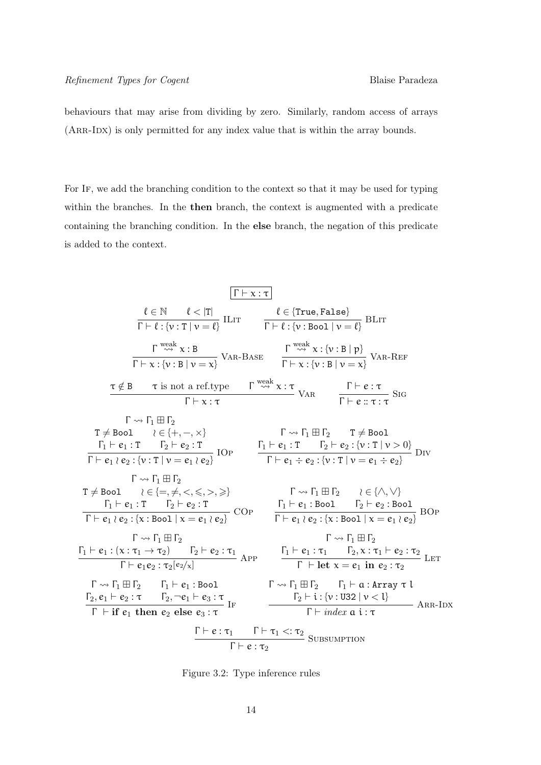behaviours that may arise from dividing by zero. Similarly, random access of arrays (Arr-Idx) is only permitted for any index value that is within the array bounds.

For If, we add the branching condition to the context so that it may be used for typing within the branches. In the **then** branch, the context is augmented with a predicate containing the branching condition. In the **else** branch, the negation of this predicate is added to the context.

$$\boxed{\Gamma \vdash x : \tau}$$

$$\frac{\ell \in \mathbb{N} \qquad \ell < |\mathtt{T}|}{\Gamma \vdash \ell : \{\nu : \mathtt{T} \mid \nu = \ell\}} \text{ ILit} \qquad \frac{\ell \in \{\mathtt{True}, \mathtt{False}\}}{\Gamma \vdash \ell : \{\nu : \mathtt{Bool} \mid \nu = \ell\}} \text{ BLit}$$

$$\frac{\Gamma \overset{\text{weak}}{\leadsto} x : \mathtt{B}}{\Gamma \vdash x : \{\nu : \mathtt{B} \mid \nu = x\}} \text{ Var-Base} \qquad \frac{\Gamma \overset{\text{weak}}{\leadsto} x : \{\nu : \mathtt{B} \mid p\}}{\Gamma \vdash x : \{\nu : \mathtt{B} \mid \nu = x\}} \text{ Var-Ref}$$

$$\frac{\tau \notin \mathtt{B} \qquad \tau \text{ is not a ref.type} \qquad \Gamma \overset{\text{weak}}{\leadsto} x : \tau}{\Gamma \vdash x : \tau} \text{ Var} \qquad \frac{\Gamma \vdash e : \tau}{\Gamma \vdash e :: \tau : \tau} \text{ Sig}$$

$$\frac{\begin{array}{c}\Gamma \leadsto \Gamma_1 \boxplus \Gamma_2 \\ \mathtt{T} \neq \mathtt{Bool} \qquad \wr \in \{+, -, \times\} \\ \Gamma_1 \vdash e_1 : \mathtt{T} \qquad \Gamma_2 \vdash e_2 : \mathtt{T}\end{array}}{\Gamma \vdash e_1 \wr e_2 : \{\nu : \mathtt{T} \mid \nu = e_1 \wr e_2\}} \text{ IOp} \qquad \frac{\begin{array}{c}\Gamma \leadsto \Gamma_1 \boxplus \Gamma_2 \qquad \mathtt{T} \neq \mathtt{Bool} \\ \Gamma_1 \vdash e_1 : \mathtt{T} \qquad \Gamma_2 \vdash e_2 : \{\nu : \mathtt{T} \mid \nu > 0\}\end{array}}{\Gamma \vdash e_1 \div e_2 : \{\nu : \mathtt{T} \mid \nu = e_1 \div e_2\}} \text{ Div}$$

$$\frac{\begin{array}{c}\Gamma \leadsto \Gamma_1 \boxplus \Gamma_2 \\ \mathtt{T} \neq \mathtt{Bool} \qquad \wr \in \{=, \neq, <, \leqslant, >, \geqslant\} \\ \Gamma_1 \vdash e_1 : \mathtt{T} \qquad \Gamma_2 \vdash e_2 : \mathtt{T}\end{array}}{\Gamma \vdash e_1 \wr e_2 : \{x : \mathtt{Bool} \mid x = e_1 \wr e_2\}} \text{ COp} \qquad \frac{\begin{array}{c}\Gamma \leadsto \Gamma_1 \boxplus \Gamma_2 \qquad \wr \in \{\wedge, \vee\} \\ \Gamma_1 \vdash e_1 : \mathtt{Bool} \qquad \Gamma_2 \vdash e_2 : \mathtt{Bool}\end{array}}{\Gamma \vdash e_1 \wr e_2 : \{x : \mathtt{Bool} \mid x = e_1 \wr e_2\}} \text{ BOp}$$

$$\frac{\begin{array}{c}\Gamma \leadsto \Gamma_1 \boxplus \Gamma_2 \\ \Gamma_1 \vdash e_1 : (x : \tau_1 \to \tau_2) \qquad \Gamma_2 \vdash e_2 : \tau_1\end{array}}{\Gamma \vdash e_1 e_2 : \tau_2[e_2/x]} \text{ App} \qquad \frac{\begin{array}{c}\Gamma \leadsto \Gamma_1 \boxplus \Gamma_2 \\ \Gamma_1 \vdash e_1 : \tau_1 \qquad \Gamma_2, x : \tau_1 \vdash e_2 : \tau_2\end{array}}{\Gamma \vdash \textbf{let } x = e_1 \textbf{ in } e_2 : \tau_2} \text{ Let}$$

$$\frac{\begin{array}{c}\Gamma \leadsto \Gamma_1 \boxplus \Gamma_2 \qquad \Gamma_1 \vdash e_1 : \mathtt{Bool} \\ \Gamma_2, e_1 \vdash e_2 : \tau \qquad \Gamma_2, \neg e_1 \vdash e_3 : \tau\end{array}}{\Gamma \vdash \textbf{if } e_1 \textbf{ then } e_2 \textbf{ else } e_3 : \tau} \text{ If} \qquad \frac{\begin{array}{c}\Gamma \leadsto \Gamma_1 \boxplus \Gamma_2 \qquad \Gamma_1 \vdash a : \mathtt{Array}\ \tau\ l \\ \Gamma_2 \vdash i : \{\nu : \mathtt{U32} \mid \nu < l\}\end{array}}{\Gamma \vdash \textit{index}\ a\ i : \tau} \text{ Arr-Idx}$$

$$\frac{\Gamma \vdash e : \tau_1 \qquad \Gamma \vdash \tau_1 <: \tau_2}{\Gamma \vdash e : \tau_2} \text{ Subsumption}$$

Figure 3.2: Type inference rules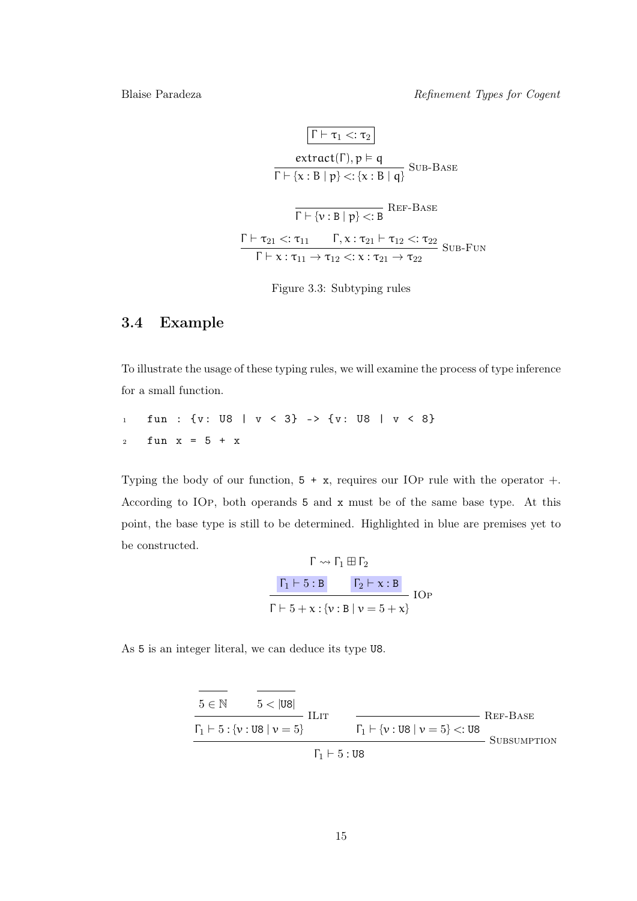$$\boxed{\Gamma \vdash \tau_1 <: \tau_2}$$

$$\frac{\mathsf{extract}(\Gamma), p \vDash q}{\Gamma \vdash \{x : \mathtt{B} \mid p\} <: \{x : \mathtt{B} \mid q\}} \text{ Sub-Base}$$

$$\frac{}{\Gamma \vdash \{v : \mathtt{B} \mid p\} <: \mathtt{B}} \text{ Ref-Base}$$

$$\frac{\Gamma \vdash \tau_{21} <: \tau_{11} \qquad \Gamma, x : \tau_{21} \vdash \tau_{12} <: \tau_{22}}{\Gamma \vdash x : \tau_{11} \rightarrow \tau_{12} <: x : \tau_{21} \rightarrow \tau_{22}} \text{ Sub-Fun}$$

Figure 3.3: Subtyping rules

## 3.4 Example

To illustrate the usage of these typing rules, we will examine the process of type inference for a small function.

```
fun : {v: U8 | v < 3} -> {v: U8 | v < 8}
fun x = 5 + x
```

Typing the body of our function, `5 + x`, requires our IOp rule with the operator $+$. According to IOp, both operands `5` and `x` must be of the same base type. At this point, the base type is still to be determined. Highlighted in blue are premises yet to be constructed.

$$\frac{\Gamma \rightsquigarrow \Gamma_1 \boxplus \Gamma_2 \qquad \Gamma_1 \vdash 5 : \mathtt{B} \qquad \Gamma_2 \vdash x : \mathtt{B}}{\Gamma \vdash 5 + x : \{v : \mathtt{B} \mid v = 5 + x\}} \text{ IOp}$$

As `5` is an integer literal, we can deduce its type `U8`.

$$\frac{\dfrac{\overline{5 \in \mathbb{N}} \qquad \overline{5 < |\mathtt{U8}|}}{\Gamma_1 \vdash 5 : \{v : \mathtt{U8} \mid v = 5\}} \text{ ILit} \qquad \dfrac{}{\Gamma_1 \vdash \{v : \mathtt{U8} \mid v = 5\} <: \mathtt{U8}} \text{ Ref-Base}}{\Gamma_1 \vdash 5 : \mathtt{U8}} \text{ Subsumption}$$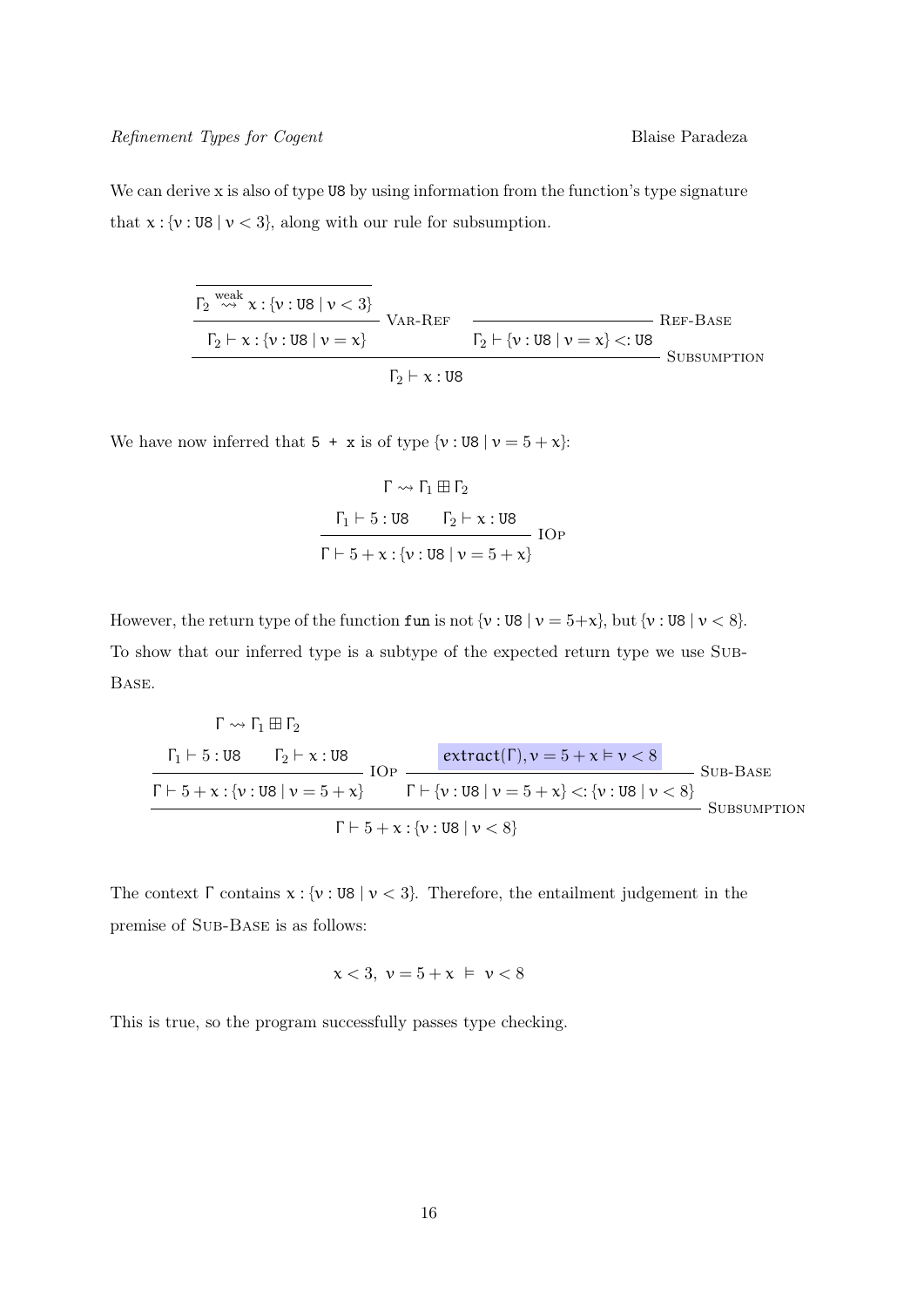We can derive x is also of type U8 by using information from the function's type signature that $x : \{\nu : \texttt{U8} \mid \nu < 3\}$, along with our rule for subsumption.

$$
\dfrac{\dfrac{\overline{\Gamma_2 \overset{\text{weak}}{\rightsquigarrow} x : \{\nu : \texttt{U8} \mid \nu < 3\}}}{\Gamma_2 \vdash x : \{\nu : \texttt{U8} \mid \nu = x\}}\ \textsc{Var-Ref} \qquad \dfrac{}{\Gamma_2 \vdash \{\nu : \texttt{U8} \mid \nu = x\} <: \texttt{U8}}\ \textsc{Ref-Base}}{\Gamma_2 \vdash x : \texttt{U8}}\ \textsc{Subsumption}
$$

We have now inferred that `5 + x` is of type $\{\nu : \texttt{U8} \mid \nu = 5 + x\}$:

$$
\dfrac{\begin{array}{c}\Gamma \rightsquigarrow \Gamma_1 \boxplus \Gamma_2 \\ \Gamma_1 \vdash 5 : \texttt{U8} \qquad \Gamma_2 \vdash x : \texttt{U8}\end{array}}{\Gamma \vdash 5 + x : \{\nu : \texttt{U8} \mid \nu = 5 + x\}}\ \textsc{IOp}
$$

However, the return type of the function `fun` is not $\{\nu : \texttt{U8} \mid \nu = 5{+}x\}$, but $\{\nu : \texttt{U8} \mid \nu < 8\}$. To show that our inferred type is a subtype of the expected return type we use Sub-Base.

$$
\dfrac{\dfrac{\begin{array}{c}\Gamma \rightsquigarrow \Gamma_1 \boxplus \Gamma_2 \\ \Gamma_1 \vdash 5 : \texttt{U8} \qquad \Gamma_2 \vdash x : \texttt{U8}\end{array}}{\Gamma \vdash 5 + x : \{\nu : \texttt{U8} \mid \nu = 5 + x\}}\ \textsc{IOp} \qquad \dfrac{\mathsf{extract}(\Gamma), \nu = 5 + x \vDash \nu < 8}{\Gamma \vdash \{\nu : \texttt{U8} \mid \nu = 5 + x\} <: \{\nu : \texttt{U8} \mid \nu < 8\}}\ \textsc{Sub-Base}}{\Gamma \vdash 5 + x : \{\nu : \texttt{U8} \mid \nu < 8\}}\ \textsc{Subsumption}
$$

The context $\Gamma$ contains $x : \{\nu : \texttt{U8} \mid \nu < 3\}$. Therefore, the entailment judgement in the premise of Sub-Base is as follows:

$$
x < 3,\ \nu = 5 + x \ \vDash\ \nu < 8
$$

This is true, so the program successfully passes type checking.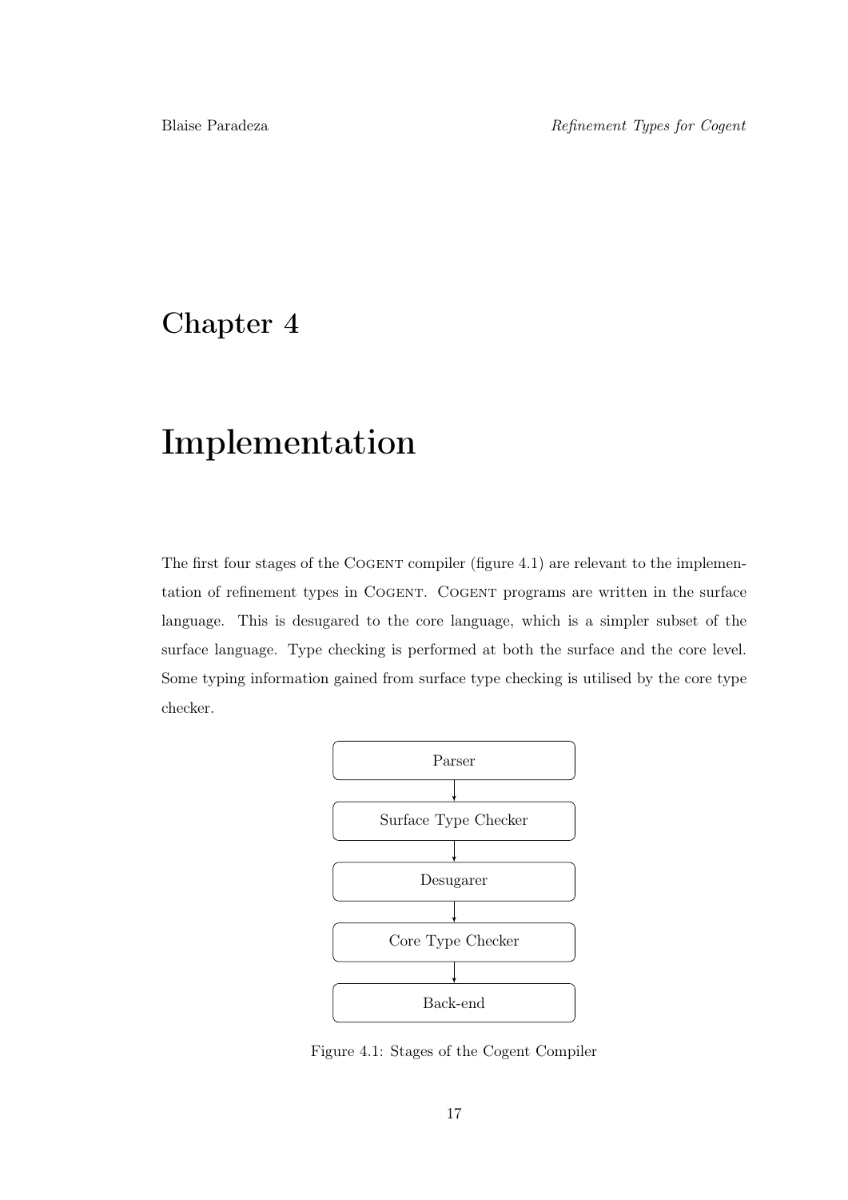# Chapter 4

# Implementation

The first four stages of the COGENT compiler (figure 4.1) are relevant to the implementation of refinement types in COGENT. COGENT programs are written in the surface language. This is desugared to the core language, which is a simpler subset of the surface language. Type checking is performed at both the surface and the core level. Some typing information gained from surface type checking is utilised by the core type checker.

```
Parser
  ↓
Surface Type Checker
  ↓
Desugarer
  ↓
Core Type Checker
  ↓
Back-end
```

Figure 4.1: Stages of the Cogent Compiler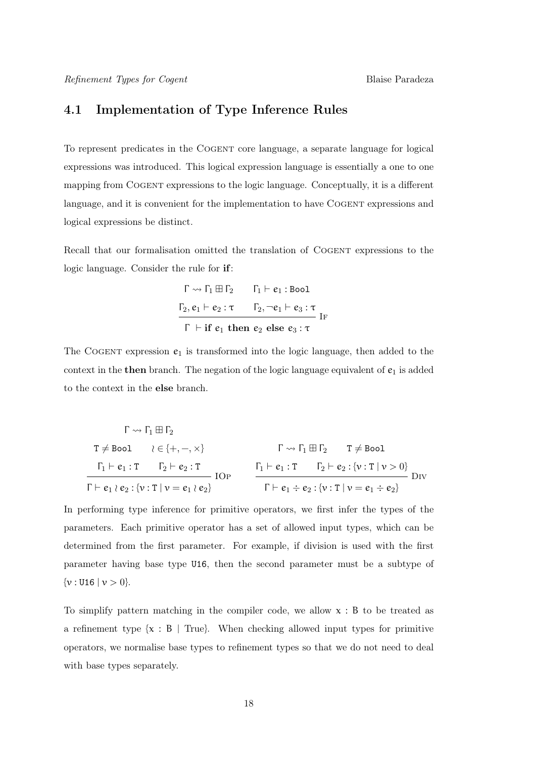## 4.1 Implementation of Type Inference Rules

To represent predicates in the COGENT core language, a separate language for logical expressions was introduced. This logical expression language is essentially a one to one mapping from COGENT expressions to the logic language. Conceptually, it is a different language, and it is convenient for the implementation to have COGENT expressions and logical expressions be distinct.

Recall that our formalisation omitted the translation of COGENT expressions to the logic language. Consider the rule for **if**:

$$\frac{\Gamma \rightsquigarrow \Gamma_1 \boxplus \Gamma_2 \qquad \Gamma_1 \vdash e_1 : \texttt{Bool} \qquad \Gamma_2, e_1 \vdash e_2 : \tau \qquad \Gamma_2, \neg e_1 \vdash e_3 : \tau}{\Gamma \vdash \textbf{if } e_1 \textbf{ then } e_2 \textbf{ else } e_3 : \tau} \text{ IF}$$

The COGENT expression $e_1$ is transformed into the logic language, then added to the context in the **then** branch. The negation of the logic language equivalent of $e_1$ is added to the context in the **else** branch.

$$\frac{\Gamma \rightsquigarrow \Gamma_1 \boxplus \Gamma_2 \qquad \texttt{T} \neq \texttt{Bool} \qquad \wr \in \{+, -, \times\} \qquad \Gamma_1 \vdash e_1 : \texttt{T} \qquad \Gamma_2 \vdash e_2 : \texttt{T}}{\Gamma \vdash e_1 \wr e_2 : \{\nu : \texttt{T} \mid \nu = e_1 \wr e_2\}} \text{ IOP}$$

$$\frac{\Gamma \rightsquigarrow \Gamma_1 \boxplus \Gamma_2 \qquad \texttt{T} \neq \texttt{Bool} \qquad \Gamma_1 \vdash e_1 : \texttt{T} \qquad \Gamma_2 \vdash e_2 : \{\nu : \texttt{T} \mid \nu > 0\}}{\Gamma \vdash e_1 \div e_2 : \{\nu : \texttt{T} \mid \nu = e_1 \div e_2\}} \text{ DIV}$$

In performing type inference for primitive operators, we first infer the types of the parameters. Each primitive operator has a set of allowed input types, which can be determined from the first parameter. For example, if division is used with the first parameter having base type U16, then the second parameter must be a subtype of $\{\nu : \texttt{U16} \mid \nu > 0\}$.

To simplify pattern matching in the compiler code, we allow $x : B$ to be treated as a refinement type $\{x : B \mid \text{True}\}$. When checking allowed input types for primitive operators, we normalise base types to refinement types so that we do not need to deal with base types separately.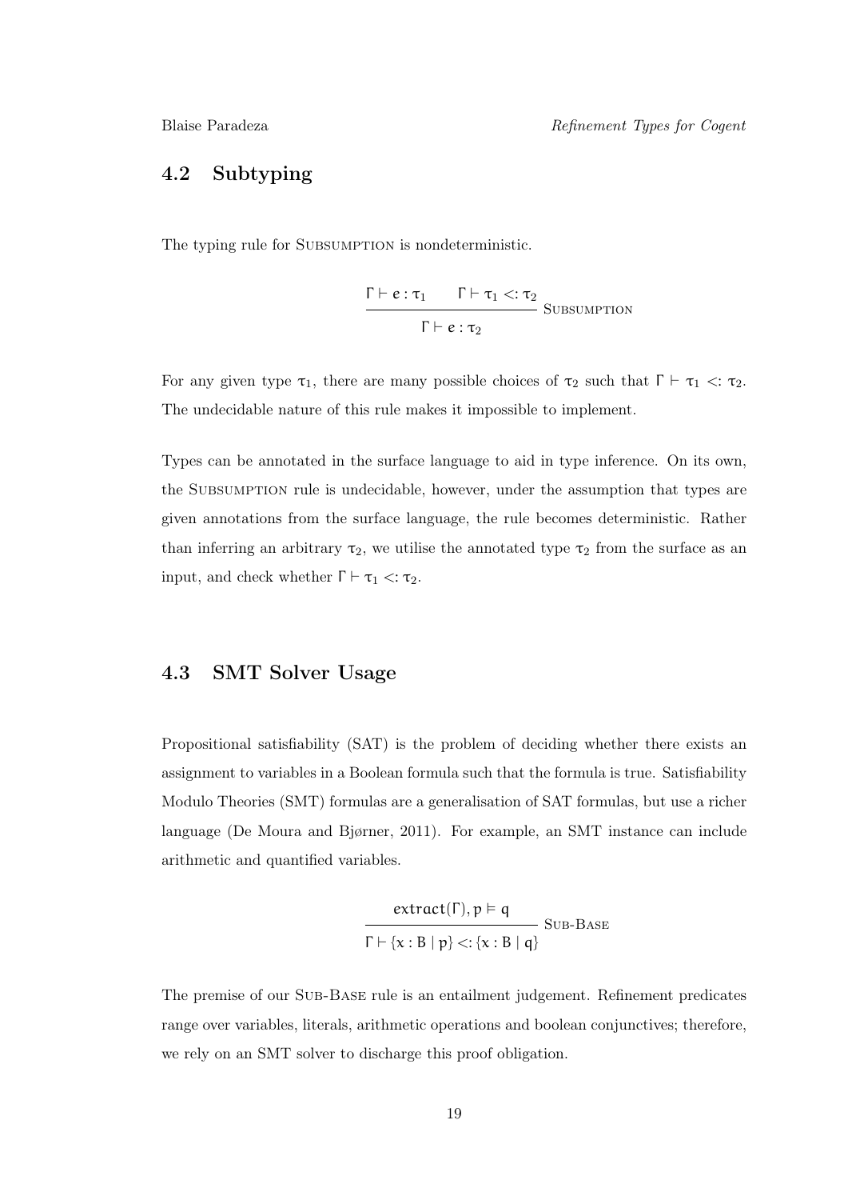## 4.2 Subtyping

The typing rule for Subsumption is nondeterministic.

$$\frac{\Gamma \vdash e : \tau_1 \qquad \Gamma \vdash \tau_1 <: \tau_2}{\Gamma \vdash e : \tau_2} \textsc{ Subsumption}$$

For any given type $\tau_1$, there are many possible choices of $\tau_2$ such that $\Gamma \vdash \tau_1 <: \tau_2$. The undecidable nature of this rule makes it impossible to implement.

Types can be annotated in the surface language to aid in type inference. On its own, the Subsumption rule is undecidable, however, under the assumption that types are given annotations from the surface language, the rule becomes deterministic. Rather than inferring an arbitrary $\tau_2$, we utilise the annotated type $\tau_2$ from the surface as an input, and check whether $\Gamma \vdash \tau_1 <: \tau_2$.

## 4.3 SMT Solver Usage

Propositional satisfiability (SAT) is the problem of deciding whether there exists an assignment to variables in a Boolean formula such that the formula is true. Satisfiability Modulo Theories (SMT) formulas are a generalisation of SAT formulas, but use a richer language (De Moura and Bjørner, 2011). For example, an SMT instance can include arithmetic and quantified variables.

$$\frac{\mathsf{extract}(\Gamma), p \vDash q}{\Gamma \vdash \{x : B \mid p\} <: \{x : B \mid q\}} \textsc{ Sub-Base}$$

The premise of our Sub-Base rule is an entailment judgement. Refinement predicates range over variables, literals, arithmetic operations and boolean conjunctives; therefore, we rely on an SMT solver to discharge this proof obligation.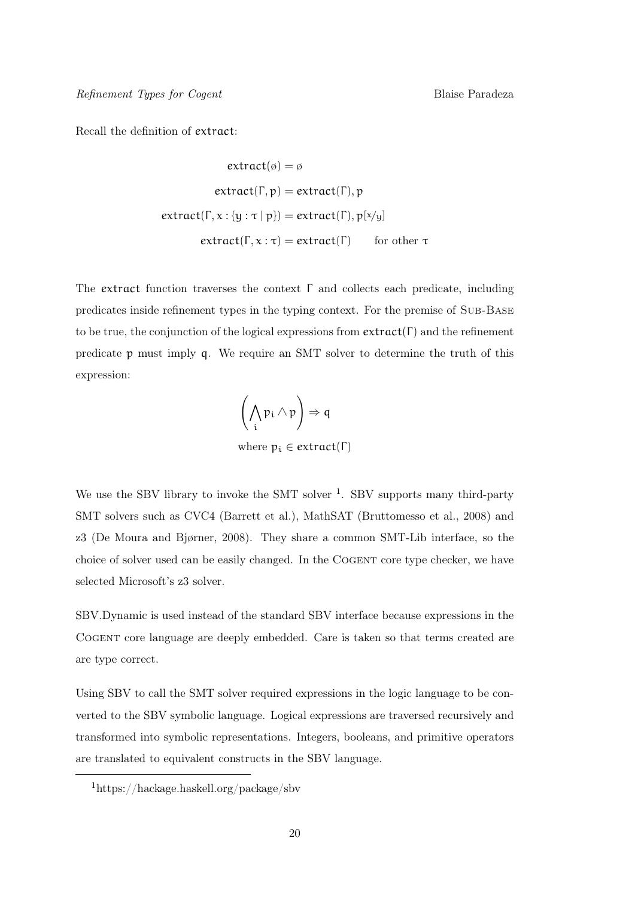Recall the definition of extract:

$$
\begin{aligned}
\mathsf{extract}(\emptyset) &= \emptyset \\
\mathsf{extract}(\Gamma, p) &= \mathsf{extract}(\Gamma), p \\
\mathsf{extract}(\Gamma, x : \{y : \tau \mid p\}) &= \mathsf{extract}(\Gamma), p[x/y] \\
\mathsf{extract}(\Gamma, x : \tau) &= \mathsf{extract}(\Gamma) \qquad \text{for other } \tau
\end{aligned}
$$

The extract function traverses the context $\Gamma$ and collects each predicate, including predicates inside refinement types in the typing context. For the premise of SUB-BASE to be true, the conjunction of the logical expressions from $\mathsf{extract}(\Gamma)$ and the refinement predicate $p$ must imply $q$. We require an SMT solver to determine the truth of this expression:

$$
\left( \bigwedge_i p_i \wedge p \right) \Rightarrow q
$$

$$
\text{where } p_i \in \mathsf{extract}(\Gamma)
$$

We use the SBV library to invoke the SMT solver [1]. SBV supports many third-party SMT solvers such as CVC4 (Barrett et al.), MathSAT (Bruttomesso et al., 2008) and z3 (De Moura and Bjørner, 2008). They share a common SMT-Lib interface, so the choice of solver used can be easily changed. In the COGENT core type checker, we have selected Microsoft's z3 solver.

SBV.Dynamic is used instead of the standard SBV interface because expressions in the COGENT core language are deeply embedded. Care is taken so that terms created are are type correct.

Using SBV to call the SMT solver required expressions in the logic language to be converted to the SBV symbolic language. Logical expressions are traversed recursively and transformed into symbolic representations. Integers, booleans, and primitive operators are translated to equivalent constructs in the SBV language.

[1] https://hackage.haskell.org/package/sbv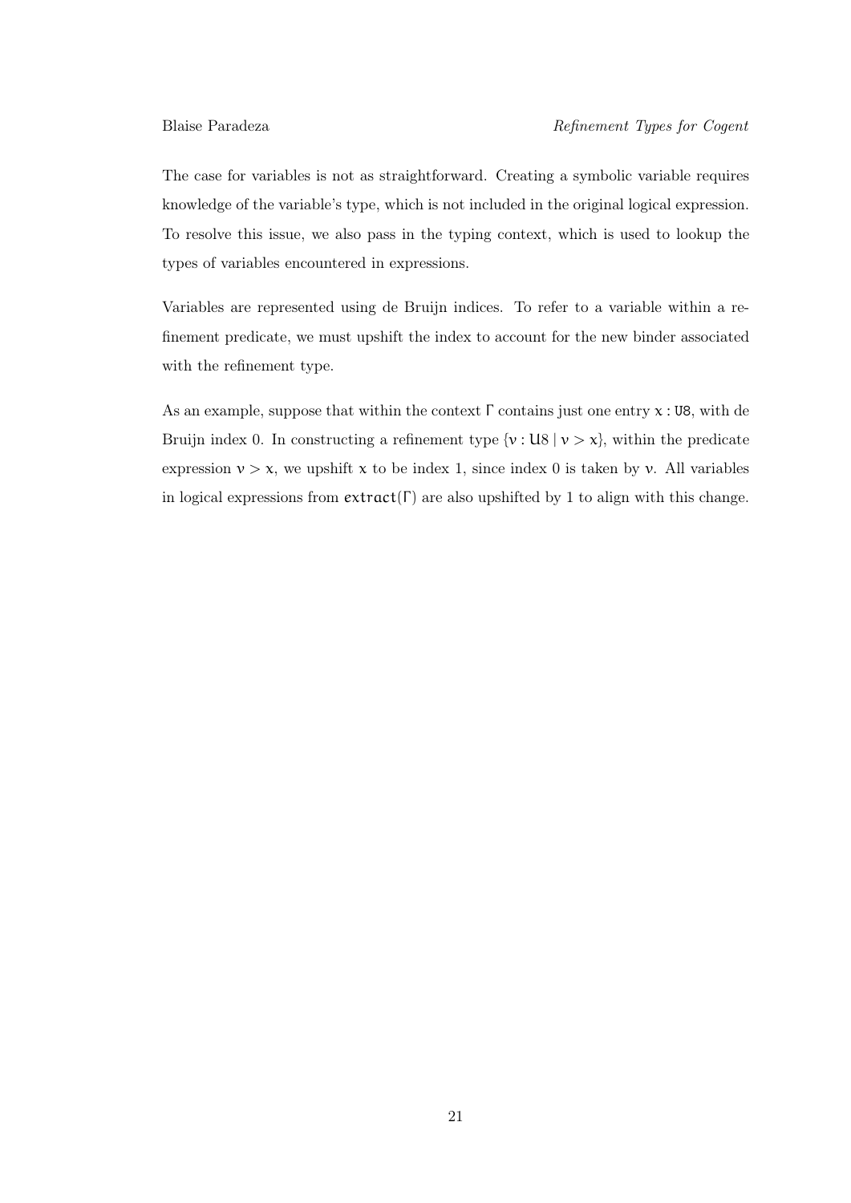The case for variables is not as straightforward. Creating a symbolic variable requires knowledge of the variable's type, which is not included in the original logical expression. To resolve this issue, we also pass in the typing context, which is used to lookup the types of variables encountered in expressions.

Variables are represented using de Bruijn indices. To refer to a variable within a refinement predicate, we must upshift the index to account for the new binder associated with the refinement type.

As an example, suppose that within the context $\Gamma$ contains just one entry $x : \mathtt{U8}$, with de Bruijn index 0. In constructing a refinement type $\{v : \mathtt{U8} \mid v > x\}$, within the predicate expression $v > x$, we upshift $x$ to be index 1, since index 0 is taken by $v$. All variables in logical expressions from $\mathsf{extract}(\Gamma)$ are also upshifted by 1 to align with this change.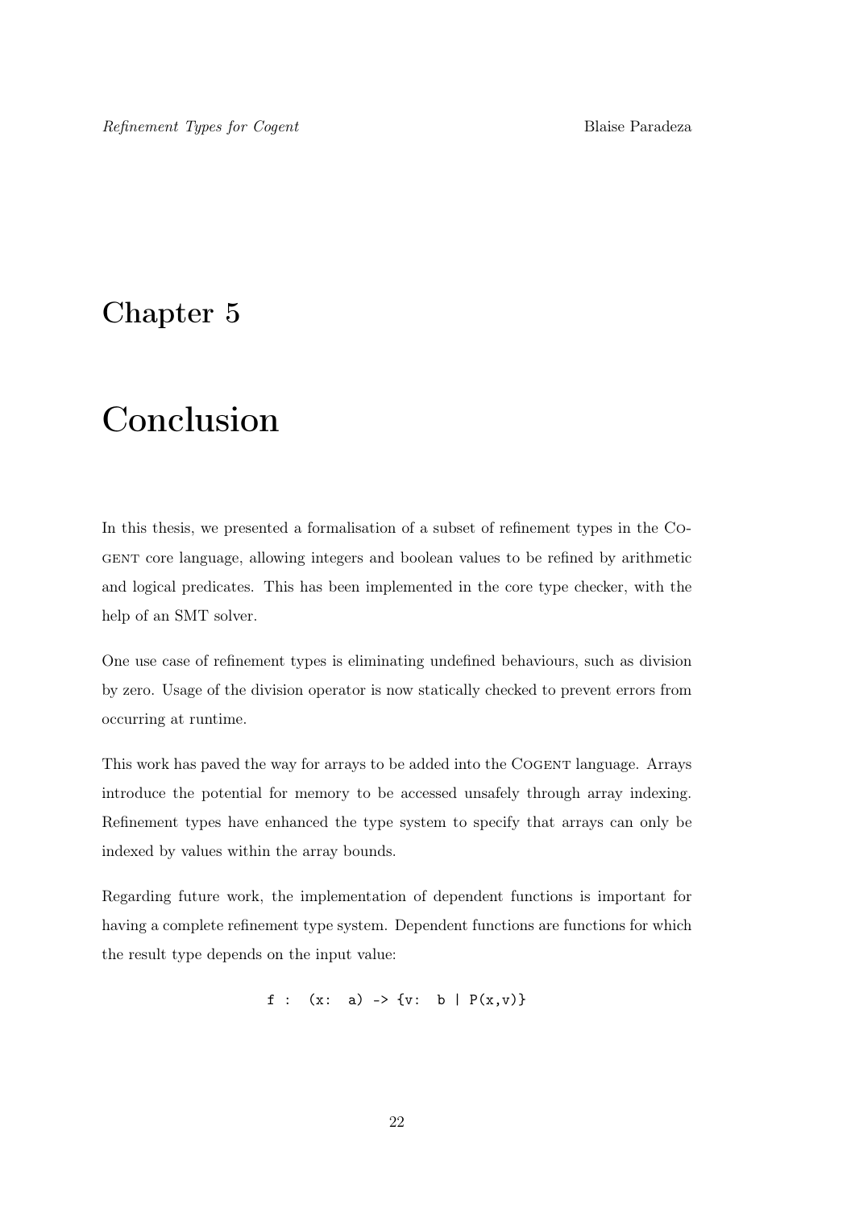# Chapter 5

# Conclusion

In this thesis, we presented a formalisation of a subset of refinement types in the COGENT core language, allowing integers and boolean values to be refined by arithmetic and logical predicates. This has been implemented in the core type checker, with the help of an SMT solver.

One use case of refinement types is eliminating undefined behaviours, such as division by zero. Usage of the division operator is now statically checked to prevent errors from occurring at runtime.

This work has paved the way for arrays to be added into the COGENT language. Arrays introduce the potential for memory to be accessed unsafely through array indexing. Refinement types have enhanced the type system to specify that arrays can only be indexed by values within the array bounds.

Regarding future work, the implementation of dependent functions is important for having a complete refinement type system. Dependent functions are functions for which the result type depends on the input value:

```
f :  (x:  a) -> {v:  b | P(x,v)}
```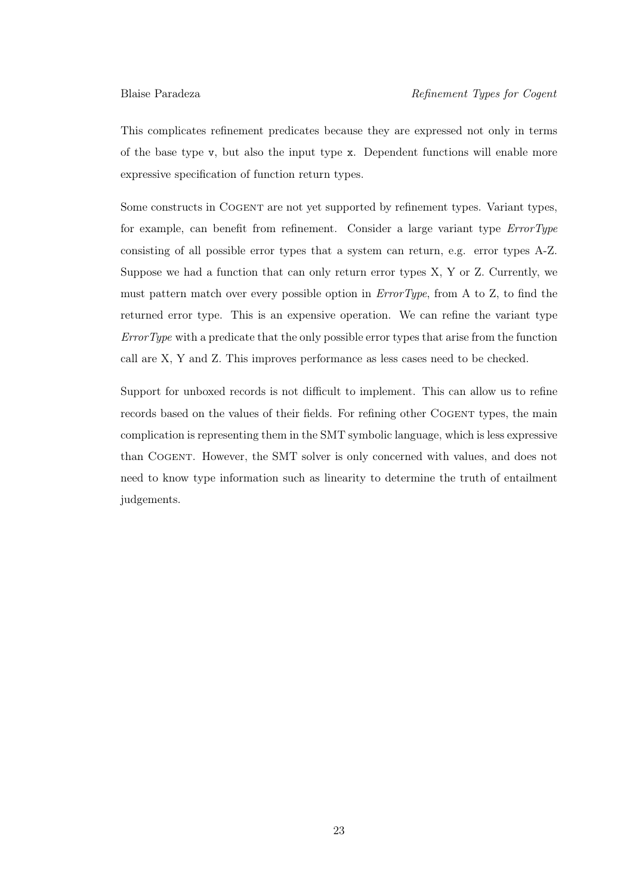This complicates refinement predicates because they are expressed not only in terms of the base type `v`, but also the input type `x`. Dependent functions will enable more expressive specification of function return types.

Some constructs in Cogent are not yet supported by refinement types. Variant types, for example, can benefit from refinement. Consider a large variant type *ErrorType* consisting of all possible error types that a system can return, e.g. error types A-Z. Suppose we had a function that can only return error types X, Y or Z. Currently, we must pattern match over every possible option in *ErrorType*, from A to Z, to find the returned error type. This is an expensive operation. We can refine the variant type *ErrorType* with a predicate that the only possible error types that arise from the function call are X, Y and Z. This improves performance as less cases need to be checked.

Support for unboxed records is not difficult to implement. This can allow us to refine records based on the values of their fields. For refining other Cogent types, the main complication is representing them in the SMT symbolic language, which is less expressive than Cogent. However, the SMT solver is only concerned with values, and does not need to know type information such as linearity to determine the truth of entailment judgements.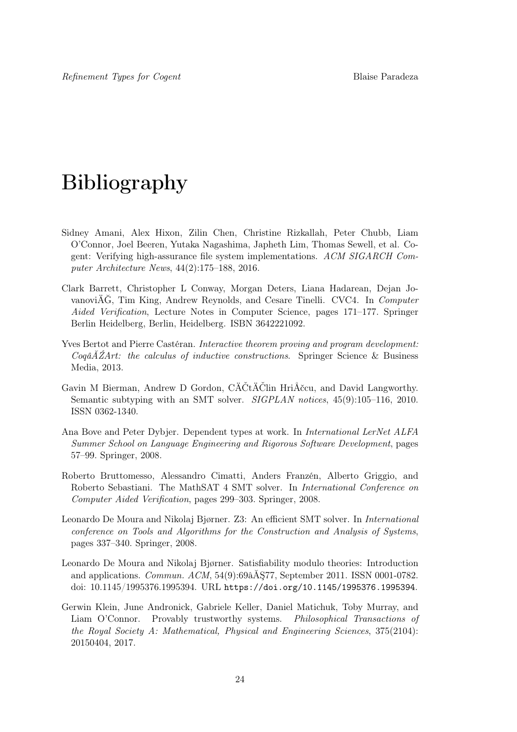# Bibliography

Sidney Amani, Alex Hixon, Zilin Chen, Christine Rizkallah, Peter Chubb, Liam O'Connor, Joel Beeren, Yutaka Nagashima, Japheth Lim, Thomas Sewell, et al. Cogent: Verifying high-assurance file system implementations. *ACM SIGARCH Computer Architecture News*, 44(2):175–188, 2016.

Clark Barrett, Christopher L Conway, Morgan Deters, Liana Hadarean, Dejan JovanoviÄĞ, Tim King, Andrew Reynolds, and Cesare Tinelli. CVC4. In *Computer Aided Verification*, Lecture Notes in Computer Science, pages 171–177. Springer Berlin Heidelberg, Berlin, Heidelberg. ISBN 3642221092.

Yves Bertot and Pierre Castéran. *Interactive theorem proving and program development: CoqâĂŹArt: the calculus of inductive constructions*. Springer Science & Business Media, 2013.

Gavin M Bierman, Andrew D Gordon, CÄČtÄČlin HriÅčcu, and David Langworthy. Semantic subtyping with an SMT solver. *SIGPLAN notices*, 45(9):105–116, 2010. ISSN 0362-1340.

Ana Bove and Peter Dybjer. Dependent types at work. In *International LerNet ALFA Summer School on Language Engineering and Rigorous Software Development*, pages 57–99. Springer, 2008.

Roberto Bruttomesso, Alessandro Cimatti, Anders Franzén, Alberto Griggio, and Roberto Sebastiani. The MathSAT 4 SMT solver. In *International Conference on Computer Aided Verification*, pages 299–303. Springer, 2008.

Leonardo De Moura and Nikolaj Bjørner. Z3: An efficient SMT solver. In *International conference on Tools and Algorithms for the Construction and Analysis of Systems*, pages 337–340. Springer, 2008.

Leonardo De Moura and Nikolaj Bjørner. Satisfiability modulo theories: Introduction and applications. *Commun. ACM*, 54(9):69âĂŞ77, September 2011. ISSN 0001-0782. doi: 10.1145/1995376.1995394. URL `https://doi.org/10.1145/1995376.1995394`.

Gerwin Klein, June Andronick, Gabriele Keller, Daniel Matichuk, Toby Murray, and Liam O'Connor. Provably trustworthy systems. *Philosophical Transactions of the Royal Society A: Mathematical, Physical and Engineering Sciences*, 375(2104): 20150404, 2017.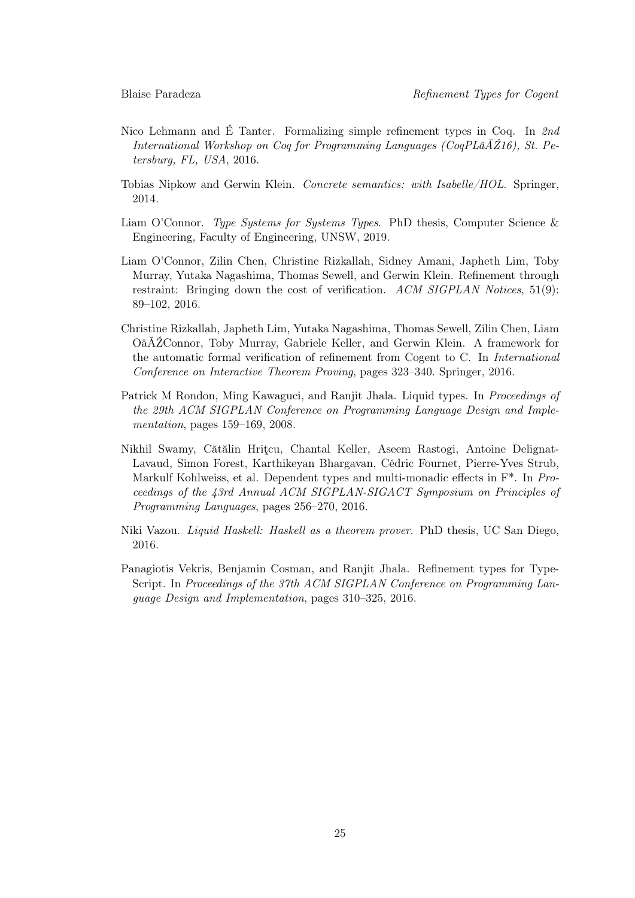Nico Lehmann and É Tanter. Formalizing simple refinement types in Coq. In *2nd International Workshop on Coq for Programming Languages (CoqPLâĂŹ16), St. Petersburg, FL, USA*, 2016.

Tobias Nipkow and Gerwin Klein. *Concrete semantics: with Isabelle/HOL*. Springer, 2014.

Liam O'Connor. *Type Systems for Systems Types*. PhD thesis, Computer Science & Engineering, Faculty of Engineering, UNSW, 2019.

Liam O'Connor, Zilin Chen, Christine Rizkallah, Sidney Amani, Japheth Lim, Toby Murray, Yutaka Nagashima, Thomas Sewell, and Gerwin Klein. Refinement through restraint: Bringing down the cost of verification. *ACM SIGPLAN Notices*, 51(9): 89–102, 2016.

Christine Rizkallah, Japheth Lim, Yutaka Nagashima, Thomas Sewell, Zilin Chen, Liam OâĂŹConnor, Toby Murray, Gabriele Keller, and Gerwin Klein. A framework for the automatic formal verification of refinement from Cogent to C. In *International Conference on Interactive Theorem Proving*, pages 323–340. Springer, 2016.

Patrick M Rondon, Ming Kawaguci, and Ranjit Jhala. Liquid types. In *Proceedings of the 29th ACM SIGPLAN Conference on Programming Language Design and Implementation*, pages 159–169, 2008.

Nikhil Swamy, Cătălin Hriţcu, Chantal Keller, Aseem Rastogi, Antoine Delignat-Lavaud, Simon Forest, Karthikeyan Bhargavan, Cédric Fournet, Pierre-Yves Strub, Markulf Kohlweiss, et al. Dependent types and multi-monadic effects in F*. In *Proceedings of the 43rd Annual ACM SIGPLAN-SIGACT Symposium on Principles of Programming Languages*, pages 256–270, 2016.

Niki Vazou. *Liquid Haskell: Haskell as a theorem prover*. PhD thesis, UC San Diego, 2016.

Panagiotis Vekris, Benjamin Cosman, and Ranjit Jhala. Refinement types for TypeScript. In *Proceedings of the 37th ACM SIGPLAN Conference on Programming Language Design and Implementation*, pages 310–325, 2016.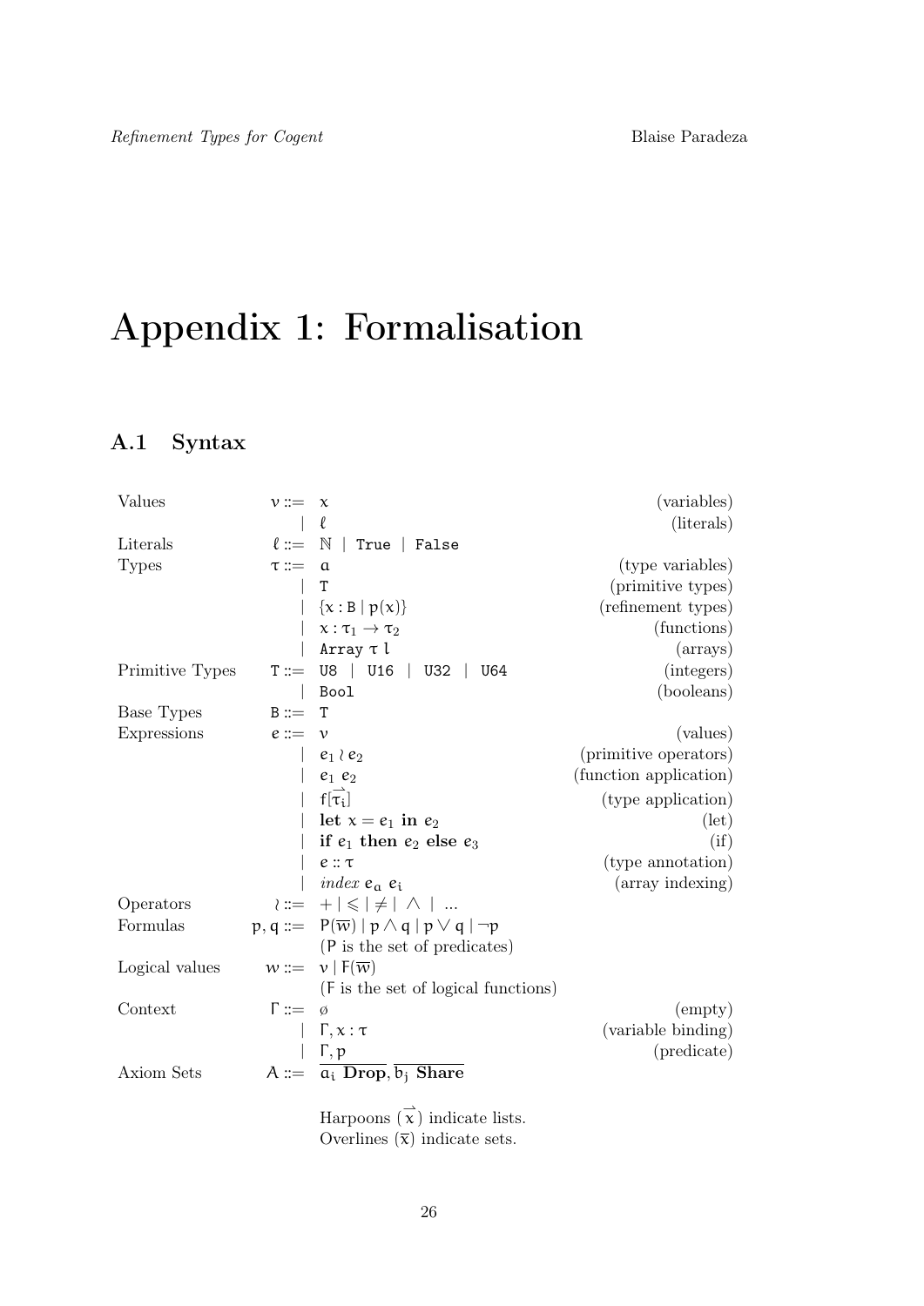# Appendix 1: Formalisation

## A.1 Syntax

| | | | |
|---|---|---|---|
| Values | $v ::=$ | $x$ | (variables) |
| | $\mid$ | $\ell$ | (literals) |
| Literals | $\ell ::=$ | $\mathbb{N}$ \| `True` \| `False` | |
| Types | $\tau ::=$ | $a$ | (type variables) |
| | $\mid$ | `T` | (primitive types) |
| | $\mid$ | $\{x : \mathtt{B} \mid p(x)\}$ | (refinement types) |
| | $\mid$ | $x : \tau_1 \rightarrow \tau_2$ | (functions) |
| | $\mid$ | `Array` $\tau$ $l$ | (arrays) |
| Primitive Types | `T` $::=$ | `U8` \| `U16` \| `U32` \| `U64` | (integers) |
| | $\mid$ | `Bool` | (booleans) |
| Base Types | `B` $::=$ | `T` | |
| Expressions | $e ::=$ | $v$ | (values) |
| | $\mid$ | $e_1 \wr e_2$ | (primitive operators) |
| | $\mid$ | $e_1\ e_2$ | (function application) |
| | $\mid$ | $f[\overrightarrow{\tau_i}]$ | (type application) |
| | $\mid$ | **let** $x = e_1$ **in** $e_2$ | (let) |
| | $\mid$ | **if** $e_1$ **then** $e_2$ **else** $e_3$ | (if) |
| | $\mid$ | $e :: \tau$ | (type annotation) |
| | $\mid$ | *index* $e_a$ $e_i$ | (array indexing) |
| Operators | $\wr ::=$ | $+ \mid \leqslant \mid \neq \mid \wedge \mid ...$ | |
| Formulas | $p, q ::=$ | $\mathsf{P}(\overline{w}) \mid p \wedge q \mid p \vee q \mid \neg p$ | |
| | | ($\mathsf{P}$ is the set of predicates) | |
| Logical values | $w ::=$ | $v \mid \mathsf{F}(\overline{w})$ | |
| | | ($\mathsf{F}$ is the set of logical functions) | |
| Context | $\Gamma ::=$ | $\varnothing$ | (empty) |
| | $\mid$ | $\Gamma, x : \tau$ | (variable binding) |
| | $\mid$ | $\Gamma, p$ | (predicate) |
| Axiom Sets | $A ::=$ | $\overline{a_i\ \textbf{Drop}}, \overline{b_j\ \textbf{Share}}$ | |

Harpoons ($\overrightarrow{x}$) indicate lists.
Overlines ($\overline{x}$) indicate sets.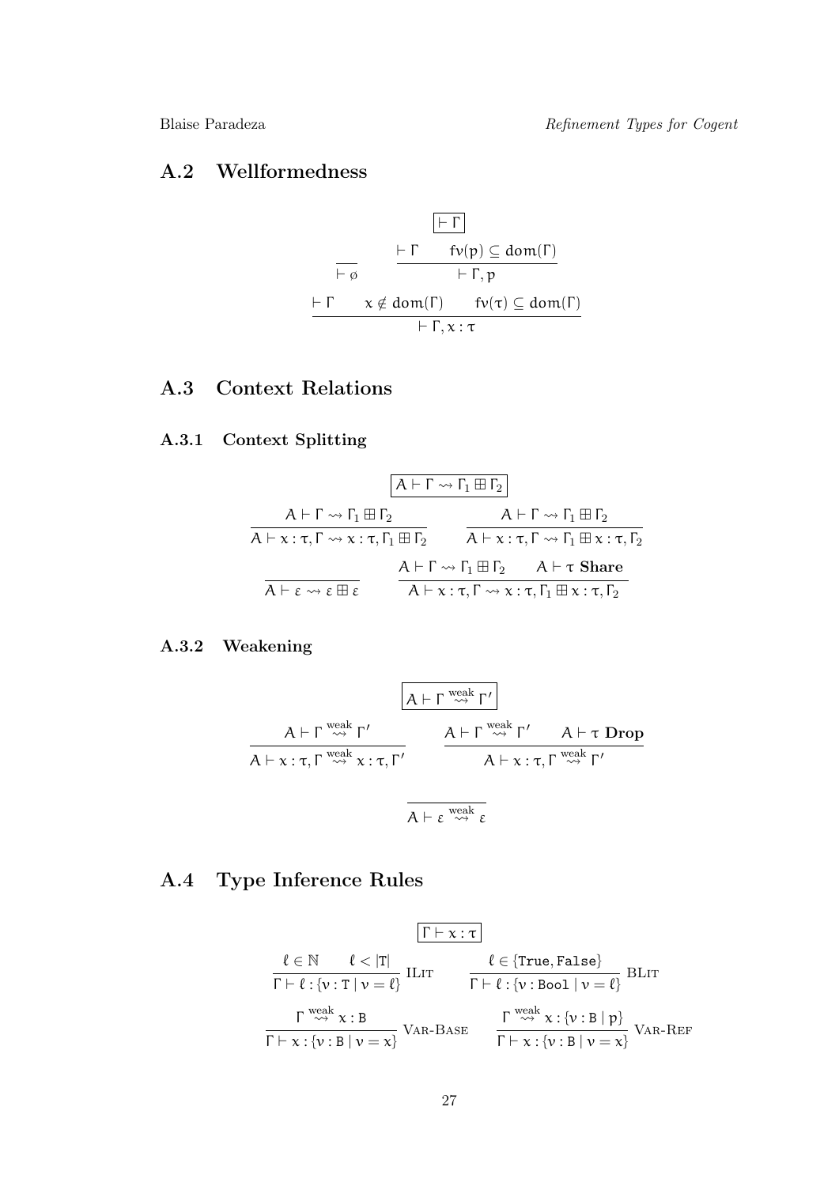## A.2 Wellformedness

$$\boxed{\vdash \Gamma}$$

$$\frac{}{\vdash \emptyset} \qquad \frac{\vdash \Gamma \qquad \mathsf{fv}(p) \subseteq \mathsf{dom}(\Gamma)}{\vdash \Gamma, p}$$

$$\frac{\vdash \Gamma \qquad x \notin \mathsf{dom}(\Gamma) \qquad \mathsf{fv}(\tau) \subseteq \mathsf{dom}(\Gamma)}{\vdash \Gamma, x : \tau}$$

## A.3 Context Relations

### A.3.1 Context Splitting

$$\boxed{A \vdash \Gamma \rightsquigarrow \Gamma_1 \boxplus \Gamma_2}$$

$$\frac{A \vdash \Gamma \rightsquigarrow \Gamma_1 \boxplus \Gamma_2}{A \vdash x : \tau, \Gamma \rightsquigarrow x : \tau, \Gamma_1 \boxplus \Gamma_2} \qquad \frac{A \vdash \Gamma \rightsquigarrow \Gamma_1 \boxplus \Gamma_2}{A \vdash x : \tau, \Gamma \rightsquigarrow \Gamma_1 \boxplus x : \tau, \Gamma_2}$$

$$\frac{}{A \vdash \varepsilon \rightsquigarrow \varepsilon \boxplus \varepsilon} \qquad \frac{A \vdash \Gamma \rightsquigarrow \Gamma_1 \boxplus \Gamma_2 \qquad A \vdash \tau \ \textbf{Share}}{A \vdash x : \tau, \Gamma \rightsquigarrow x : \tau, \Gamma_1 \boxplus x : \tau, \Gamma_2}$$

### A.3.2 Weakening

$$\boxed{A \vdash \Gamma \overset{\text{weak}}{\rightsquigarrow} \Gamma'}$$

$$\frac{A \vdash \Gamma \overset{\text{weak}}{\rightsquigarrow} \Gamma'}{A \vdash x : \tau, \Gamma \overset{\text{weak}}{\rightsquigarrow} x : \tau, \Gamma'} \qquad \frac{A \vdash \Gamma \overset{\text{weak}}{\rightsquigarrow} \Gamma' \qquad A \vdash \tau \ \textbf{Drop}}{A \vdash x : \tau, \Gamma \overset{\text{weak}}{\rightsquigarrow} \Gamma'}$$

$$\frac{}{A \vdash \varepsilon \overset{\text{weak}}{\rightsquigarrow} \varepsilon}$$

## A.4 Type Inference Rules

$$\boxed{\Gamma \vdash x : \tau}$$

$$\frac{\ell \in \mathbb{N} \qquad \ell < |\mathtt{T}|}{\Gamma \vdash \ell : \{\nu : \mathtt{T} \mid \nu = \ell\}} \ \textsc{ILit} \qquad \frac{\ell \in \{\mathtt{True}, \mathtt{False}\}}{\Gamma \vdash \ell : \{\nu : \mathtt{Bool} \mid \nu = \ell\}} \ \textsc{BLit}$$

$$\frac{\Gamma \overset{\text{weak}}{\rightsquigarrow} x : \mathtt{B}}{\Gamma \vdash x : \{\nu : \mathtt{B} \mid \nu = x\}} \ \textsc{Var-Base} \qquad \frac{\Gamma \overset{\text{weak}}{\rightsquigarrow} x : \{\nu : \mathtt{B} \mid p\}}{\Gamma \vdash x : \{\nu : \mathtt{B} \mid \nu = x\}} \ \textsc{Var-Ref}$$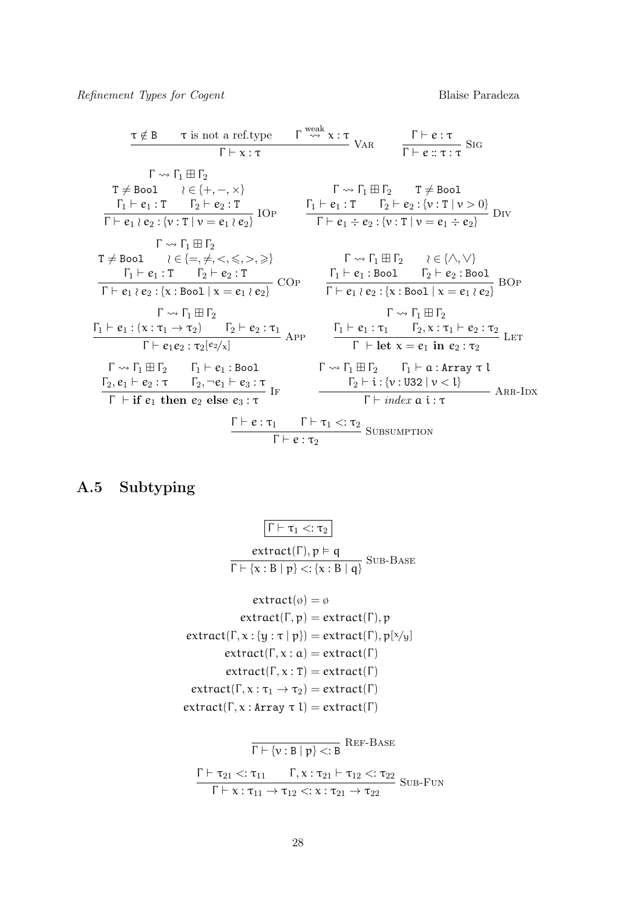$$\frac{\tau \notin \mathtt{B} \qquad \tau \text{ is not a ref.type} \qquad \Gamma \overset{\text{weak}}{\rightsquigarrow} x : \tau}{\Gamma \vdash x : \tau} \text{ VAR} \qquad \frac{\Gamma \vdash e : \tau}{\Gamma \vdash e :: \tau : \tau} \text{ SIG}$$

$$\frac{\Gamma \rightsquigarrow \Gamma_1 \boxplus \Gamma_2 \quad \mathtt{T} \neq \mathtt{Bool} \quad \wr \in \{+, -, \times\} \quad \Gamma_1 \vdash e_1 : \mathtt{T} \quad \Gamma_2 \vdash e_2 : \mathtt{T}}{\Gamma \vdash e_1 \wr e_2 : \{\nu : \mathtt{T} \mid \nu = e_1 \wr e_2\}} \text{ IOP}$$

$$\frac{\Gamma \rightsquigarrow \Gamma_1 \boxplus \Gamma_2 \quad \mathtt{T} \neq \mathtt{Bool} \quad \Gamma_1 \vdash e_1 : \mathtt{T} \quad \Gamma_2 \vdash e_2 : \{\nu : \mathtt{T} \mid \nu > 0\}}{\Gamma \vdash e_1 \div e_2 : \{\nu : \mathtt{T} \mid \nu = e_1 \div e_2\}} \text{ DIV}$$

$$\frac{\Gamma \rightsquigarrow \Gamma_1 \boxplus \Gamma_2 \quad \mathtt{T} \neq \mathtt{Bool} \quad \wr \in \{=, \neq, <, \leqslant, >, \geqslant\} \quad \Gamma_1 \vdash e_1 : \mathtt{T} \quad \Gamma_2 \vdash e_2 : \mathtt{T}}{\Gamma \vdash e_1 \wr e_2 : \{x : \mathtt{Bool} \mid x = e_1 \wr e_2\}} \text{ COP}$$

$$\frac{\Gamma \rightsquigarrow \Gamma_1 \boxplus \Gamma_2 \quad \wr \in \{\wedge, \vee\} \quad \Gamma_1 \vdash e_1 : \mathtt{Bool} \quad \Gamma_2 \vdash e_2 : \mathtt{Bool}}{\Gamma \vdash e_1 \wr e_2 : \{x : \mathtt{Bool} \mid x = e_1 \wr e_2\}} \text{ BOP}$$

$$\frac{\Gamma \rightsquigarrow \Gamma_1 \boxplus \Gamma_2 \quad \Gamma_1 \vdash e_1 : (x : \tau_1 \to \tau_2) \quad \Gamma_2 \vdash e_2 : \tau_1}{\Gamma \vdash e_1 e_2 : \tau_2[e_2/x]} \text{ APP}$$

$$\frac{\Gamma \rightsquigarrow \Gamma_1 \boxplus \Gamma_2 \quad \Gamma_1 \vdash e_1 : \tau_1 \quad \Gamma_2, x : \tau_1 \vdash e_2 : \tau_2}{\Gamma \vdash \textbf{let } x = e_1 \textbf{ in } e_2 : \tau_2} \text{ LET}$$

$$\frac{\Gamma \rightsquigarrow \Gamma_1 \boxplus \Gamma_2 \quad \Gamma_1 \vdash e_1 : \mathtt{Bool} \quad \Gamma_2, e_1 \vdash e_2 : \tau \quad \Gamma_2, \neg e_1 \vdash e_3 : \tau}{\Gamma \vdash \textbf{if } e_1 \textbf{ then } e_2 \textbf{ else } e_3 : \tau} \text{ IF}$$

$$\frac{\Gamma \rightsquigarrow \Gamma_1 \boxplus \Gamma_2 \quad \Gamma_1 \vdash a : \mathtt{Array}\ \tau\ l \quad \Gamma_2 \vdash i : \{\nu : \mathtt{U32} \mid \nu < l\}}{\Gamma \vdash \textit{index}\ a\ i : \tau} \text{ ARR-IDX}$$

$$\frac{\Gamma \vdash e : \tau_1 \qquad \Gamma \vdash \tau_1 <: \tau_2}{\Gamma \vdash e : \tau_2} \text{ SUBSUMPTION}$$

## A.5 Subtyping

$$\boxed{\Gamma \vdash \tau_1 <: \tau_2}$$

$$\frac{\mathsf{extract}(\Gamma), p \vDash q}{\Gamma \vdash \{x : \mathtt{B} \mid p\} <: \{x : \mathtt{B} \mid q\}} \text{ SUB-BASE}$$

$$\begin{aligned}
\mathsf{extract}(\emptyset) &= \emptyset \\
\mathsf{extract}(\Gamma, p) &= \mathsf{extract}(\Gamma), p \\
\mathsf{extract}(\Gamma, x : \{y : \tau \mid p\}) &= \mathsf{extract}(\Gamma), p[x/y] \\
\mathsf{extract}(\Gamma, x : a) &= \mathsf{extract}(\Gamma) \\
\mathsf{extract}(\Gamma, x : \mathtt{T}) &= \mathsf{extract}(\Gamma) \\
\mathsf{extract}(\Gamma, x : \tau_1 \to \tau_2) &= \mathsf{extract}(\Gamma) \\
\mathsf{extract}(\Gamma, x : \mathtt{Array}\ \tau\ l) &= \mathsf{extract}(\Gamma)
\end{aligned}$$

$$\frac{}{\Gamma \vdash \{\nu : \mathtt{B} \mid p\} <: \mathtt{B}} \text{ REF-BASE}$$

$$\frac{\Gamma \vdash \tau_{21} <: \tau_{11} \qquad \Gamma, x : \tau_{21} \vdash \tau_{12} <: \tau_{22}}{\Gamma \vdash x : \tau_{11} \to \tau_{12} <: x : \tau_{21} \to \tau_{22}} \text{ SUB-FUN}$$